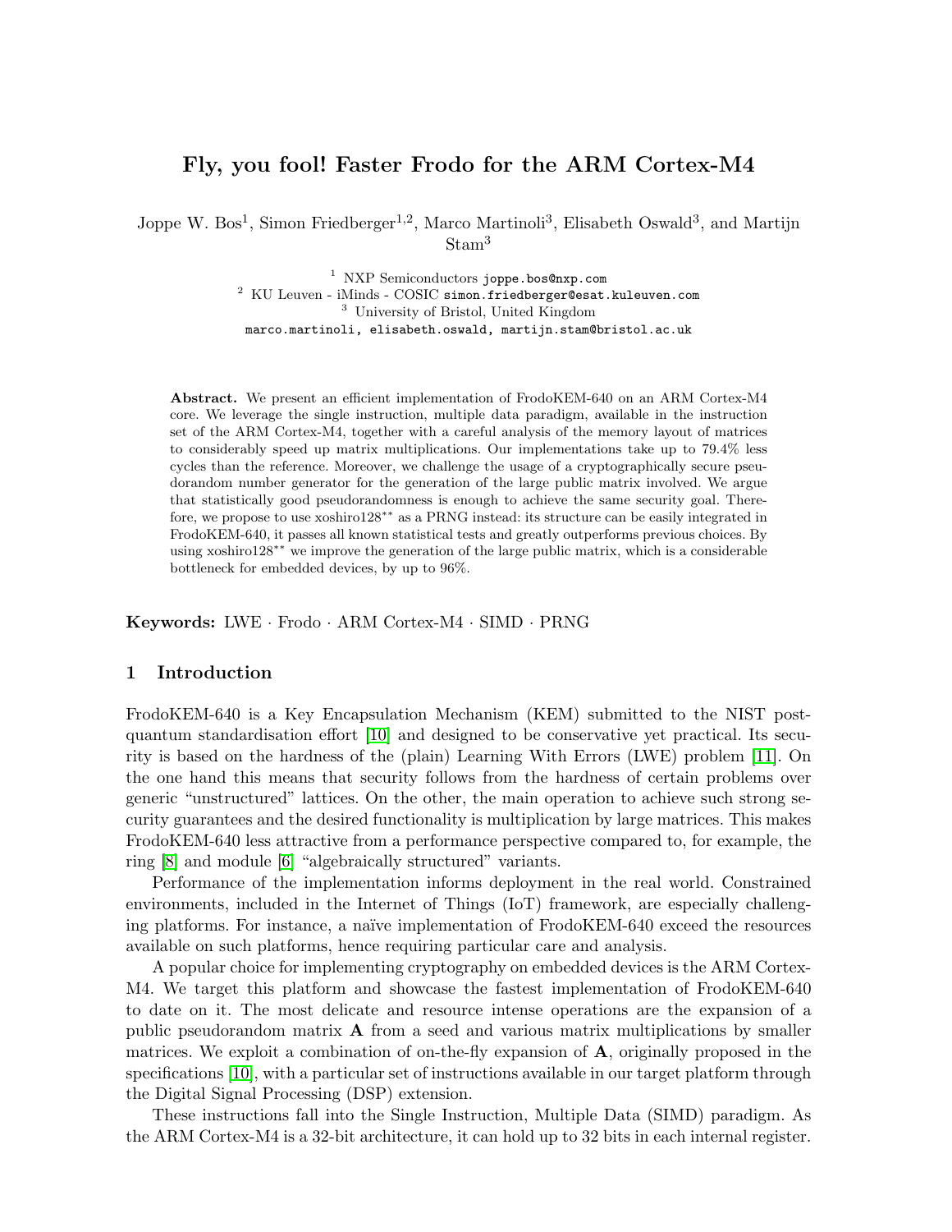# Fly, you fool! Faster Frodo for the ARM Cortex-M4

Joppe W. Bos[1], Simon Friedberger[1,2], Marco Martinoli[3], Elisabeth Oswald[3], and Martijn Stam[3]

[1] NXP Semiconductors joppe.bos@nxp.com
[2] KU Leuven - iMinds - COSIC simon.friedberger@esat.kuleuven.com
[3] University of Bristol, United Kingdom
marco.martinoli, elisabeth.oswald, martijn.stam@bristol.ac.uk

**Abstract.** We present an efficient implementation of FrodoKEM-640 on an ARM Cortex-M4 core. We leverage the single instruction, multiple data paradigm, available in the instruction set of the ARM Cortex-M4, together with a careful analysis of the memory layout of matrices to considerably speed up matrix multiplications. Our implementations take up to 79.4% less cycles than the reference. Moreover, we challenge the usage of a cryptographically secure pseudorandom number generator for the generation of the large public matrix involved. We argue that statistically good pseudorandomness is enough to achieve the same security goal. Therefore, we propose to use xoshiro128** as a PRNG instead: its structure can be easily integrated in FrodoKEM-640, it passes all known statistical tests and greatly outperforms previous choices. By using xoshiro128** we improve the generation of the large public matrix, which is a considerable bottleneck for embedded devices, by up to 96%.

**Keywords:** LWE · Frodo · ARM Cortex-M4 · SIMD · PRNG

## 1 Introduction

FrodoKEM-640 is a Key Encapsulation Mechanism (KEM) submitted to the NIST post-quantum standardisation effort [10] and designed to be conservative yet practical. Its security is based on the hardness of the (plain) Learning With Errors (LWE) problem [11]. On the one hand this means that security follows from the hardness of certain problems over generic "unstructured" lattices. On the other, the main operation to achieve such strong security guarantees and the desired functionality is multiplication by large matrices. This makes FrodoKEM-640 less attractive from a performance perspective compared to, for example, the ring [8] and module [6] "algebraically structured" variants.

Performance of the implementation informs deployment in the real world. Constrained environments, included in the Internet of Things (IoT) framework, are especially challenging platforms. For instance, a naïve implementation of FrodoKEM-640 exceed the resources available on such platforms, hence requiring particular care and analysis.

A popular choice for implementing cryptography on embedded devices is the ARM Cortex-M4. We target this platform and showcase the fastest implementation of FrodoKEM-640 to date on it. The most delicate and resource intense operations are the expansion of a public pseudorandom matrix **A** from a seed and various matrix multiplications by smaller matrices. We exploit a combination of on-the-fly expansion of **A**, originally proposed in the specifications [10], with a particular set of instructions available in our target platform through the Digital Signal Processing (DSP) extension.

These instructions fall into the Single Instruction, Multiple Data (SIMD) paradigm. As the ARM Cortex-M4 is a 32-bit architecture, it can hold up to 32 bits in each internal register.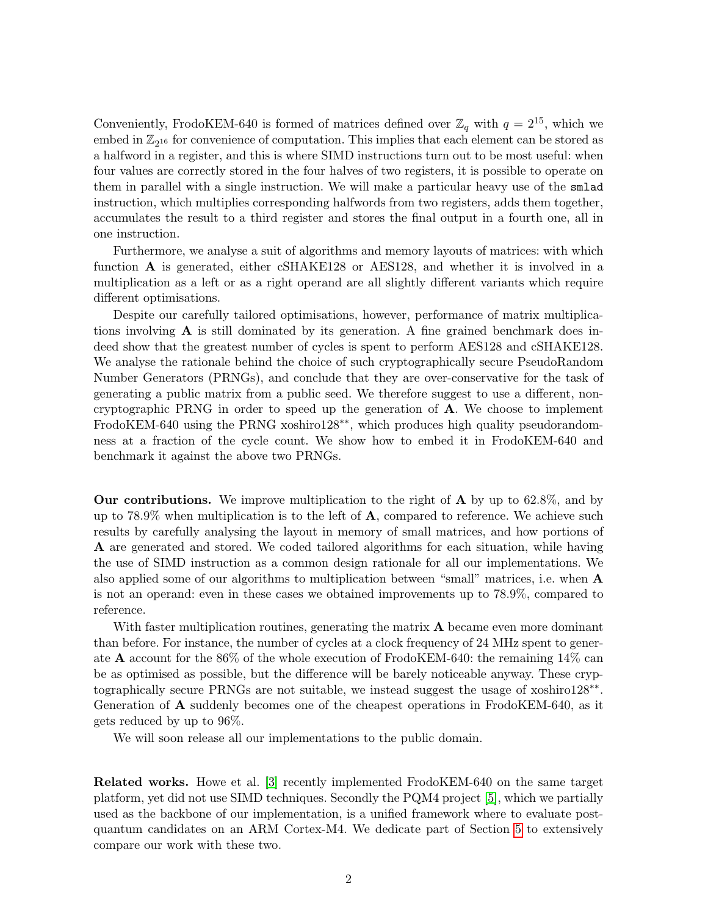Conveniently, FrodoKEM-640 is formed of matrices defined over $\mathbb{Z}_q$ with $q = 2^{15}$, which we embed in $\mathbb{Z}_{2^{16}}$ for convenience of computation. This implies that each element can be stored as a halfword in a register, and this is where SIMD instructions turn out to be most useful: when four values are correctly stored in the four halves of two registers, it is possible to operate on them in parallel with a single instruction. We will make a particular heavy use of the `smlad` instruction, which multiplies corresponding halfwords from two registers, adds them together, accumulates the result to a third register and stores the final output in a fourth one, all in one instruction.

Furthermore, we analyse a suit of algorithms and memory layouts of matrices: with which function $\mathbf{A}$ is generated, either cSHAKE128 or AES128, and whether it is involved in a multiplication as a left or as a right operand are all slightly different variants which require different optimisations.

Despite our carefully tailored optimisations, however, performance of matrix multiplications involving $\mathbf{A}$ is still dominated by its generation. A fine grained benchmark does indeed show that the greatest number of cycles is spent to perform AES128 and cSHAKE128. We analyse the rationale behind the choice of such cryptographically secure PseudoRandom Number Generators (PRNGs), and conclude that they are over-conservative for the task of generating a public matrix from a public seed. We therefore suggest to use a different, non-cryptographic PRNG in order to speed up the generation of $\mathbf{A}$. We choose to implement FrodoKEM-640 using the PRNG xoshiro128**, which produces high quality pseudorandomness at a fraction of the cycle count. We show how to embed it in FrodoKEM-640 and benchmark it against the above two PRNGs.

**Our contributions.** We improve multiplication to the right of $\mathbf{A}$ by up to 62.8%, and by up to 78.9% when multiplication is to the left of $\mathbf{A}$, compared to reference. We achieve such results by carefully analysing the layout in memory of small matrices, and how portions of $\mathbf{A}$ are generated and stored. We coded tailored algorithms for each situation, while having the use of SIMD instruction as a common design rationale for all our implementations. We also applied some of our algorithms to multiplication between "small" matrices, i.e. when $\mathbf{A}$ is not an operand: even in these cases we obtained improvements up to 78.9%, compared to reference.

With faster multiplication routines, generating the matrix $\mathbf{A}$ became even more dominant than before. For instance, the number of cycles at a clock frequency of 24 MHz spent to generate $\mathbf{A}$ account for the 86% of the whole execution of FrodoKEM-640: the remaining 14% can be as optimised as possible, but the difference will be barely noticeable anyway. These cryptographically secure PRNGs are not suitable, we instead suggest the usage of xoshiro128**. Generation of $\mathbf{A}$ suddenly becomes one of the cheapest operations in FrodoKEM-640, as it gets reduced by up to 96%.

We will soon release all our implementations to the public domain.

**Related works.** Howe et al. [3] recently implemented FrodoKEM-640 on the same target platform, yet did not use SIMD techniques. Secondly the PQM4 project [5], which we partially used as the backbone of our implementation, is a unified framework where to evaluate post-quantum candidates on an ARM Cortex-M4. We dedicate part of Section 5 to extensively compare our work with these two.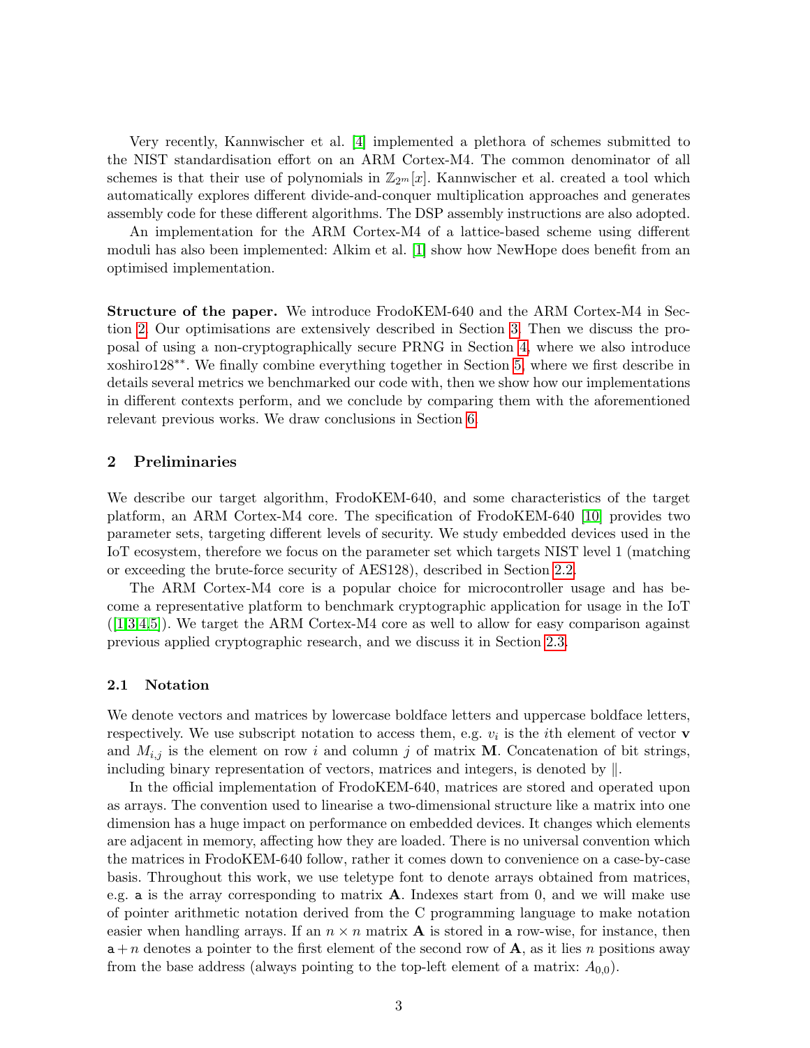Very recently, Kannwischer et al. [4] implemented a plethora of schemes submitted to the NIST standardisation effort on an ARM Cortex-M4. The common denominator of all schemes is that their use of polynomials in $\mathbb{Z}_{2^m}[x]$. Kannwischer et al. created a tool which automatically explores different divide-and-conquer multiplication approaches and generates assembly code for these different algorithms. The DSP assembly instructions are also adopted.

An implementation for the ARM Cortex-M4 of a lattice-based scheme using different moduli has also been implemented: Alkim et al. [1] show how NewHope does benefit from an optimised implementation.

**Structure of the paper.** We introduce FrodoKEM-640 and the ARM Cortex-M4 in Section 2. Our optimisations are extensively described in Section 3. Then we discuss the proposal of using a non-cryptographically secure PRNG in Section 4, where we also introduce xoshiro128$^{**}$. We finally combine everything together in Section 5, where we first describe in details several metrics we benchmarked our code with, then we show how our implementations in different contexts perform, and we conclude by comparing them with the aforementioned relevant previous works. We draw conclusions in Section 6.

## 2 Preliminaries

We describe our target algorithm, FrodoKEM-640, and some characteristics of the target platform, an ARM Cortex-M4 core. The specification of FrodoKEM-640 [10] provides two parameter sets, targeting different levels of security. We study embedded devices used in the IoT ecosystem, therefore we focus on the parameter set which targets NIST level 1 (matching or exceeding the brute-force security of AES128), described in Section 2.2.

The ARM Cortex-M4 core is a popular choice for microcontroller usage and has become a representative platform to benchmark cryptographic application for usage in the IoT ([1,3,4,5]). We target the ARM Cortex-M4 core as well to allow for easy comparison against previous applied cryptographic research, and we discuss it in Section 2.3.

### 2.1 Notation

We denote vectors and matrices by lowercase boldface letters and uppercase boldface letters, respectively. We use subscript notation to access them, e.g. $v_i$ is the $i$th element of vector $\mathbf{v}$ and $M_{i,j}$ is the element on row $i$ and column $j$ of matrix $\mathbf{M}$. Concatenation of bit strings, including binary representation of vectors, matrices and integers, is denoted by $\|$.

In the official implementation of FrodoKEM-640, matrices are stored and operated upon as arrays. The convention used to linearise a two-dimensional structure like a matrix into one dimension has a huge impact on performance on embedded devices. It changes which elements are adjacent in memory, affecting how they are loaded. There is no universal convention which the matrices in FrodoKEM-640 follow, rather it comes down to convenience on a case-by-case basis. Throughout this work, we use teletype font to denote arrays obtained from matrices, e.g. `a` is the array corresponding to matrix $\mathbf{A}$. Indexes start from 0, and we will make use of pointer arithmetic notation derived from the C programming language to make notation easier when handling arrays. If an $n \times n$ matrix $\mathbf{A}$ is stored in `a` row-wise, for instance, then $\mathtt{a} + n$ denotes a pointer to the first element of the second row of $\mathbf{A}$, as it lies $n$ positions away from the base address (always pointing to the top-left element of a matrix: $A_{0,0}$).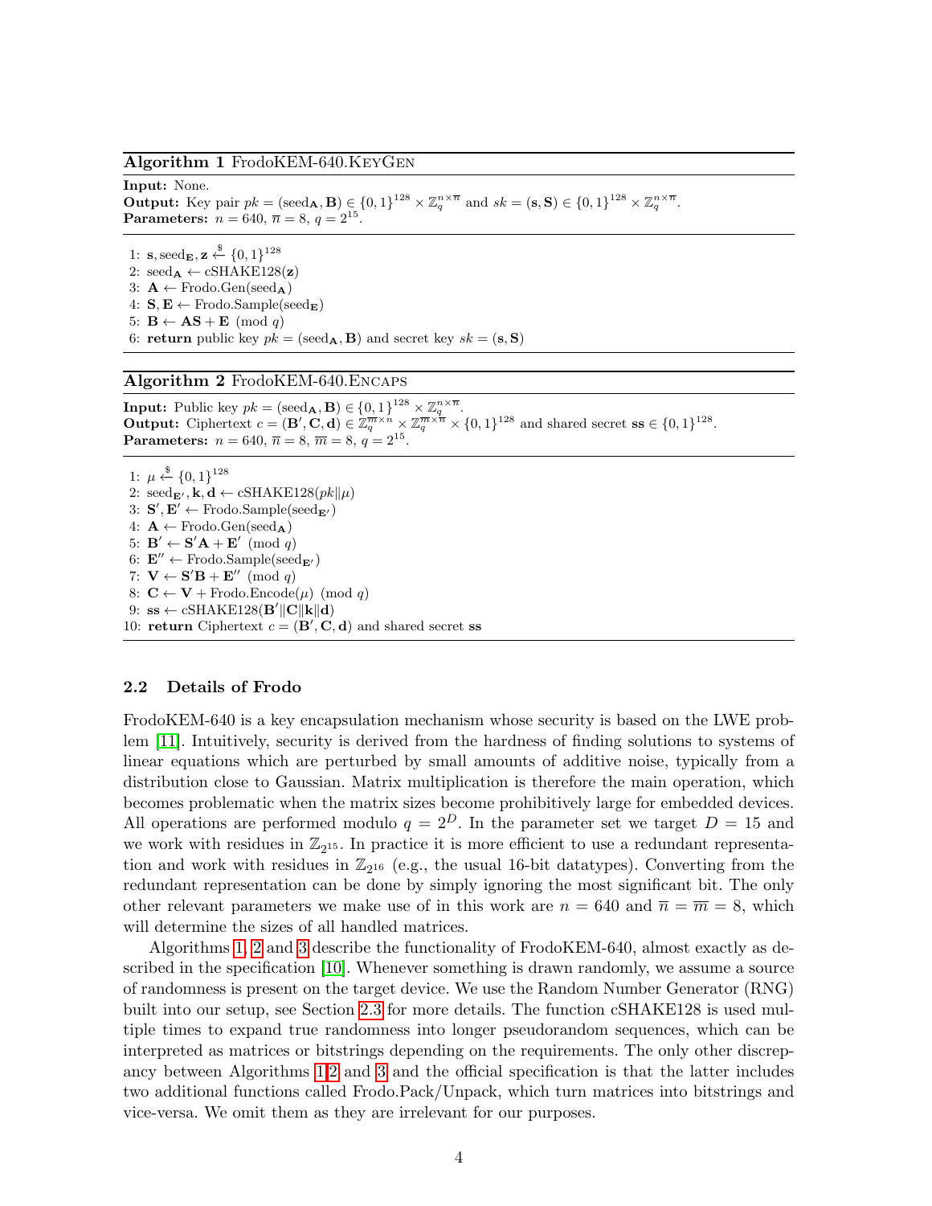**Algorithm 1** FrodoKEM-640.KeyGen

**Input:** None.
**Output:** Key pair $pk = (\text{seed}_{\mathbf{A}}, \mathbf{B}) \in \{0,1\}^{128} \times \mathbb{Z}_q^{n \times \overline{n}}$ and $sk = (\mathbf{s}, \mathbf{S}) \in \{0,1\}^{128} \times \mathbb{Z}_q^{n \times \overline{n}}$.
**Parameters:** $n = 640$, $\overline{n} = 8$, $q = 2^{15}$.

1: $\mathbf{s}, \text{seed}_{\mathbf{E}}, \mathbf{z} \xleftarrow{\$} \{0,1\}^{128}$
2: $\text{seed}_{\mathbf{A}} \leftarrow \text{cSHAKE128}(\mathbf{z})$
3: $\mathbf{A} \leftarrow \text{Frodo.Gen}(\text{seed}_{\mathbf{A}})$
4: $\mathbf{S}, \mathbf{E} \leftarrow \text{Frodo.Sample}(\text{seed}_{\mathbf{E}})$
5: $\mathbf{B} \leftarrow \mathbf{AS} + \mathbf{E} \pmod q$
6: **return** public key $pk = (\text{seed}_{\mathbf{A}}, \mathbf{B})$ and secret key $sk = (\mathbf{s}, \mathbf{S})$

**Algorithm 2** FrodoKEM-640.Encaps

**Input:** Public key $pk = (\text{seed}_{\mathbf{A}}, \mathbf{B}) \in \{0,1\}^{128} \times \mathbb{Z}_q^{n \times \overline{n}}$.
**Output:** Ciphertext $c = (\mathbf{B}', \mathbf{C}, \mathbf{d}) \in \mathbb{Z}_q^{\overline{m} \times n} \times \mathbb{Z}_q^{\overline{m} \times \overline{n}} \times \{0,1\}^{128}$ and shared secret $\mathbf{ss} \in \{0,1\}^{128}$.
**Parameters:** $n = 640$, $\overline{n} = 8$, $\overline{m} = 8$, $q = 2^{15}$.

1: $\mu \xleftarrow{\$} \{0,1\}^{128}$
2: $\text{seed}_{\mathbf{E}'}, \mathbf{k}, \mathbf{d} \leftarrow \text{cSHAKE128}(pk \| \mu)$
3: $\mathbf{S}', \mathbf{E}' \leftarrow \text{Frodo.Sample}(\text{seed}_{\mathbf{E}'})$
4: $\mathbf{A} \leftarrow \text{Frodo.Gen}(\text{seed}_{\mathbf{A}})$
5: $\mathbf{B}' \leftarrow \mathbf{S}'\mathbf{A} + \mathbf{E}' \pmod q$
6: $\mathbf{E}'' \leftarrow \text{Frodo.Sample}(\text{seed}_{\mathbf{E}'})$
7: $\mathbf{V} \leftarrow \mathbf{S}'\mathbf{B} + \mathbf{E}'' \pmod q$
8: $\mathbf{C} \leftarrow \mathbf{V} + \text{Frodo.Encode}(\mu) \pmod q$
9: $\mathbf{ss} \leftarrow \text{cSHAKE128}(\mathbf{B}' \| \mathbf{C} \| \mathbf{k} \| \mathbf{d})$
10: **return** Ciphertext $c = (\mathbf{B}', \mathbf{C}, \mathbf{d})$ and shared secret $\mathbf{ss}$

### 2.2 Details of Frodo

FrodoKEM-640 is a key encapsulation mechanism whose security is based on the LWE problem [11]. Intuitively, security is derived from the hardness of finding solutions to systems of linear equations which are perturbed by small amounts of additive noise, typically from a distribution close to Gaussian. Matrix multiplication is therefore the main operation, which becomes problematic when the matrix sizes become prohibitively large for embedded devices. All operations are performed modulo $q = 2^D$. In the parameter set we target $D = 15$ and we work with residues in $\mathbb{Z}_{2^{15}}$. In practice it is more efficient to use a redundant representation and work with residues in $\mathbb{Z}_{2^{16}}$ (e.g., the usual 16-bit datatypes). Converting from the redundant representation can be done by simply ignoring the most significant bit. The only other relevant parameters we make use of in this work are $n = 640$ and $\overline{n} = \overline{m} = 8$, which will determine the sizes of all handled matrices.

Algorithms 1, 2 and 3 describe the functionality of FrodoKEM-640, almost exactly as described in the specification [10]. Whenever something is drawn randomly, we assume a source of randomness is present on the target device. We use the Random Number Generator (RNG) built into our setup, see Section 2.3 for more details. The function cSHAKE128 is used multiple times to expand true randomness into longer pseudorandom sequences, which can be interpreted as matrices or bitstrings depending on the requirements. The only other discrepancy between Algorithms 1,2 and 3 and the official specification is that the latter includes two additional functions called Frodo.Pack/Unpack, which turn matrices into bitstrings and vice-versa. We omit them as they are irrelevant for our purposes.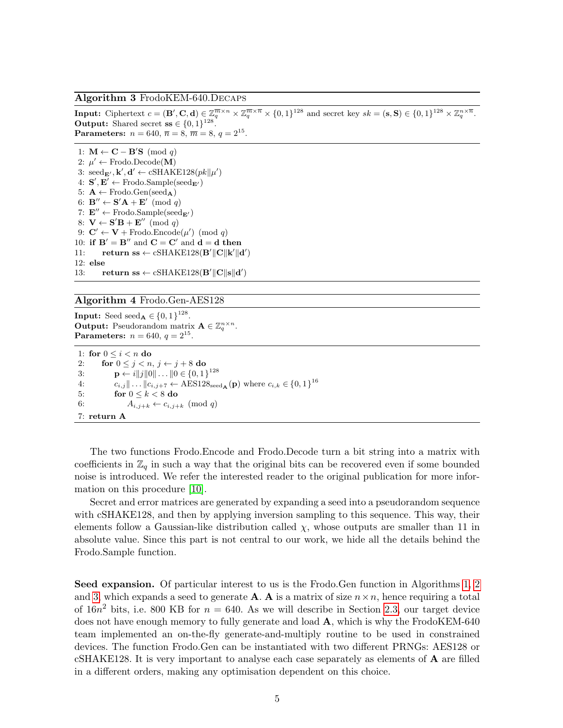**Algorithm 3** FrodoKEM-640.Decaps

**Input:** Ciphertext $c = (\mathbf{B}', \mathbf{C}, \mathbf{d}) \in \mathbb{Z}_q^{\overline{m}\times n} \times \mathbb{Z}_q^{\overline{m}\times\overline{n}} \times \{0,1\}^{128}$ and secret key $sk = (\mathbf{s}, \mathbf{S}) \in \{0,1\}^{128} \times \mathbb{Z}_q^{n\times\overline{n}}$.
**Output:** Shared secret $\mathbf{ss} \in \{0,1\}^{128}$.
**Parameters:** $n = 640$, $\overline{n} = 8$, $\overline{m} = 8$, $q = 2^{15}$.

1: $\mathbf{M} \leftarrow \mathbf{C} - \mathbf{B}'\mathbf{S} \pmod q$
2: $\mu' \leftarrow$ Frodo.Decode($\mathbf{M}$)
3: $\text{seed}_{\mathbf{E}'}, \mathbf{k}', \mathbf{d}' \leftarrow$ cSHAKE128($pk \| \mu'$)
4: $\mathbf{S}', \mathbf{E}' \leftarrow$ Frodo.Sample($\text{seed}_{\mathbf{E}'}$)
5: $\mathbf{A} \leftarrow$ Frodo.Gen($\text{seed}_{\mathbf{A}}$)
6: $\mathbf{B}'' \leftarrow \mathbf{S}'\mathbf{A} + \mathbf{E}' \pmod q$
7: $\mathbf{E}'' \leftarrow$ Frodo.Sample($\text{seed}_{\mathbf{E}'}$)
8: $\mathbf{V} \leftarrow \mathbf{S}'\mathbf{B} + \mathbf{E}'' \pmod q$
9: $\mathbf{C}' \leftarrow \mathbf{V} +$ Frodo.Encode($\mu'$) $\pmod q$
10: **if** $\mathbf{B}' = \mathbf{B}''$ and $\mathbf{C} = \mathbf{C}'$ and $\mathbf{d} = \mathbf{d}$ **then**
11: **return** $\mathbf{ss} \leftarrow$ cSHAKE128($\mathbf{B}' \| \mathbf{C} \| \mathbf{k}' \| \mathbf{d}'$)
12: **else**
13: **return** $\mathbf{ss} \leftarrow$ cSHAKE128($\mathbf{B}' \| \mathbf{C} \| \mathbf{s} \| \mathbf{d}'$)

**Algorithm 4** Frodo.Gen-AES128

**Input:** Seed $\text{seed}_{\mathbf{A}} \in \{0,1\}^{128}$.
**Output:** Pseudorandom matrix $\mathbf{A} \in \mathbb{Z}_q^{n\times n}$.
**Parameters:** $n = 640$, $q = 2^{15}$.

1: **for** $0 \le i < n$ **do**
2: **for** $0 \le j < n$, $j \leftarrow j + 8$ **do**
3: $\mathbf{p} \leftarrow i \| j \| 0 \| \ldots \| 0 \in \{0,1\}^{128}$
4: $c_{i,j} \| \ldots \| c_{i,j+7} \leftarrow \text{AES128}_{\text{seed}_{\mathbf{A}}}(\mathbf{p})$ where $c_{i,k} \in \{0,1\}^{16}$
5: **for** $0 \le k < 8$ **do**
6: $A_{i,j+k} \leftarrow c_{i,j+k} \pmod q$
7: **return A**

The two functions Frodo.Encode and Frodo.Decode turn a bit string into a matrix with coefficients in $\mathbb{Z}_q$ in such a way that the original bits can be recovered even if some bounded noise is introduced. We refer the interested reader to the original publication for more information on this procedure [10].

Secret and error matrices are generated by expanding a seed into a pseudorandom sequence with cSHAKE128, and then by applying inversion sampling to this sequence. This way, their elements follow a Gaussian-like distribution called $\chi$, whose outputs are smaller than 11 in absolute value. Since this part is not central to our work, we hide all the details behind the Frodo.Sample function.

**Seed expansion.** Of particular interest to us is the Frodo.Gen function in Algorithms 1, 2 and 3, which expands a seed to generate $\mathbf{A}$. $\mathbf{A}$ is a matrix of size $n \times n$, hence requiring a total of $16n^2$ bits, i.e. 800 KB for $n = 640$. As we will describe in Section 2.3, our target device does not have enough memory to fully generate and load $\mathbf{A}$, which is why the FrodoKEM-640 team implemented an on-the-fly generate-and-multiply routine to be used in constrained devices. The function Frodo.Gen can be instantiated with two different PRNGs: AES128 or cSHAKE128. It is very important to analyse each case separately as elements of $\mathbf{A}$ are filled in a different orders, making any optimisation dependent on this choice.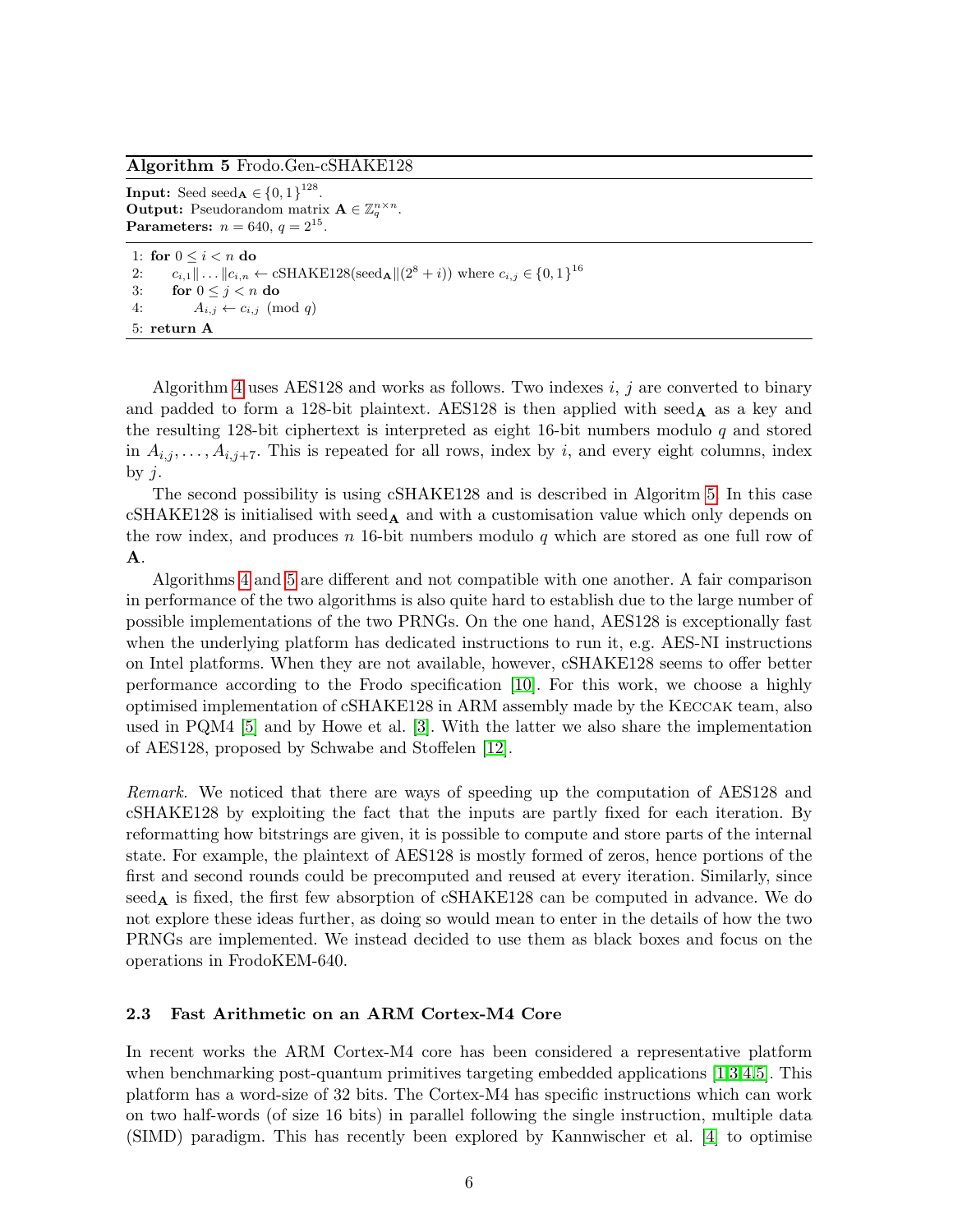**Algorithm 5** Frodo.Gen-cSHAKE128

**Input:** Seed $\text{seed}_{\mathbf{A}} \in \{0,1\}^{128}$.
**Output:** Pseudorandom matrix $\mathbf{A} \in \mathbb{Z}_q^{n \times n}$.
**Parameters:** $n = 640$, $q = 2^{15}$.

```
1: for 0 ≤ i < n do
2:     c_{i,1} || ... || c_{i,n} ← cSHAKE128(seed_A || (2^8 + i)) where c_{i,j} ∈ {0,1}^16
3:     for 0 ≤ j < n do
4:         A_{i,j} ← c_{i,j} (mod q)
5: return A
```

Algorithm 4 uses AES128 and works as follows. Two indexes $i$, $j$ are converted to binary and padded to form a 128-bit plaintext. AES128 is then applied with $\text{seed}_{\mathbf{A}}$ as a key and the resulting 128-bit ciphertext is interpreted as eight 16-bit numbers modulo $q$ and stored in $A_{i,j}, \ldots, A_{i,j+7}$. This is repeated for all rows, index by $i$, and every eight columns, index by $j$.

The second possibility is using cSHAKE128 and is described in Algoritm 5. In this case cSHAKE128 is initialised with $\text{seed}_{\mathbf{A}}$ and with a customisation value which only depends on the row index, and produces $n$ 16-bit numbers modulo $q$ which are stored as one full row of $\mathbf{A}$.

Algorithms 4 and 5 are different and not compatible with one another. A fair comparison in performance of the two algorithms is also quite hard to establish due to the large number of possible implementations of the two PRNGs. On the one hand, AES128 is exceptionally fast when the underlying platform has dedicated instructions to run it, e.g. AES-NI instructions on Intel platforms. When they are not available, however, cSHAKE128 seems to offer better performance according to the Frodo specification [10]. For this work, we choose a highly optimised implementation of cSHAKE128 in ARM assembly made by the Keccak team, also used in PQM4 [5] and by Howe et al. [3]. With the latter we also share the implementation of AES128, proposed by Schwabe and Stoffelen [12].

*Remark.* We noticed that there are ways of speeding up the computation of AES128 and cSHAKE128 by exploiting the fact that the inputs are partly fixed for each iteration. By reformatting how bitstrings are given, it is possible to compute and store parts of the internal state. For example, the plaintext of AES128 is mostly formed of zeros, hence portions of the first and second rounds could be precomputed and reused at every iteration. Similarly, since $\text{seed}_{\mathbf{A}}$ is fixed, the first few absorption of cSHAKE128 can be computed in advance. We do not explore these ideas further, as doing so would mean to enter in the details of how the two PRNGs are implemented. We instead decided to use them as black boxes and focus on the operations in FrodoKEM-640.

### 2.3 Fast Arithmetic on an ARM Cortex-M4 Core

In recent works the ARM Cortex-M4 core has been considered a representative platform when benchmarking post-quantum primitives targeting embedded applications [1,3,4,5]. This platform has a word-size of 32 bits. The Cortex-M4 has specific instructions which can work on two half-words (of size 16 bits) in parallel following the single instruction, multiple data (SIMD) paradigm. This has recently been explored by Kannwischer et al. [4] to optimise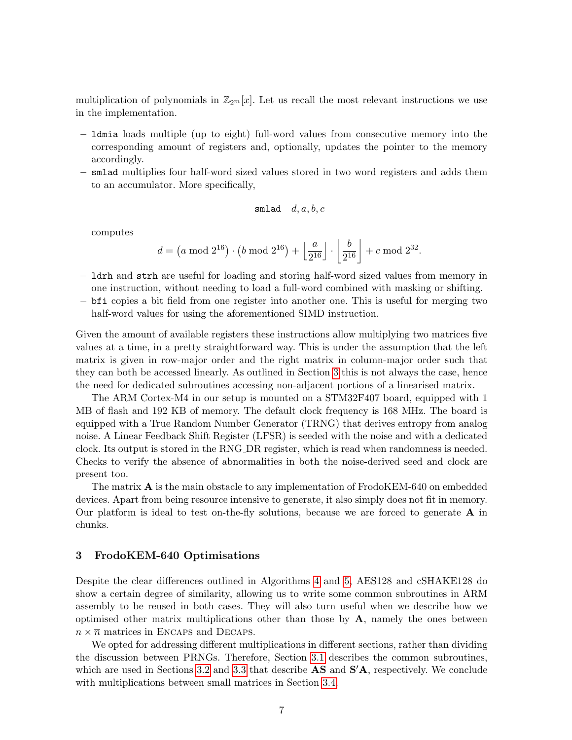multiplication of polynomials in $\mathbb{Z}_{2^m}[x]$. Let us recall the most relevant instructions we use in the implementation.

- `ldmia` loads multiple (up to eight) full-word values from consecutive memory into the corresponding amount of registers and, optionally, updates the pointer to the memory accordingly.
- `smlad` multiplies four half-word sized values stored in two word registers and adds them to an accumulator. More specifically,

$$\texttt{smlad} \quad d, a, b, c$$

  computes

$$d = \left(a \bmod 2^{16}\right) \cdot \left(b \bmod 2^{16}\right) + \left\lfloor \frac{a}{2^{16}} \right\rfloor \cdot \left\lfloor \frac{b}{2^{16}} \right\rfloor + c \bmod 2^{32}.$$

- `ldrh` and `strh` are useful for loading and storing half-word sized values from memory in one instruction, without needing to load a full-word combined with masking or shifting.
- `bfi` copies a bit field from one register into another one. This is useful for merging two half-word values for using the aforementioned SIMD instruction.

Given the amount of available registers these instructions allow multiplying two matrices five values at a time, in a pretty straightforward way. This is under the assumption that the left matrix is given in row-major order and the right matrix in column-major order such that they can both be accessed linearly. As outlined in Section 3 this is not always the case, hence the need for dedicated subroutines accessing non-adjacent portions of a linearised matrix.

The ARM Cortex-M4 in our setup is mounted on a STM32F407 board, equipped with 1 MB of flash and 192 KB of memory. The default clock frequency is 168 MHz. The board is equipped with a True Random Number Generator (TRNG) that derives entropy from analog noise. A Linear Feedback Shift Register (LFSR) is seeded with the noise and with a dedicated clock. Its output is stored in the RNG_DR register, which is read when randomness is needed. Checks to verify the absence of abnormalities in both the noise-derived seed and clock are present too.

The matrix $\mathbf{A}$ is the main obstacle to any implementation of FrodoKEM-640 on embedded devices. Apart from being resource intensive to generate, it also simply does not fit in memory. Our platform is ideal to test on-the-fly solutions, because we are forced to generate $\mathbf{A}$ in chunks.

## 3 FrodoKEM-640 Optimisations

Despite the clear differences outlined in Algorithms 4 and 5, AES128 and cSHAKE128 do show a certain degree of similarity, allowing us to write some common subroutines in ARM assembly to be reused in both cases. They will also turn useful when we describe how we optimised other matrix multiplications other than those by $\mathbf{A}$, namely the ones between $n \times \overline{n}$ matrices in Encaps and Decaps.

We opted for addressing different multiplications in different sections, rather than dividing the discussion between PRNGs. Therefore, Section 3.1 describes the common subroutines, which are used in Sections 3.2 and 3.3 that describe $\mathbf{AS}$ and $\mathbf{S'A}$, respectively. We conclude with multiplications between small matrices in Section 3.4.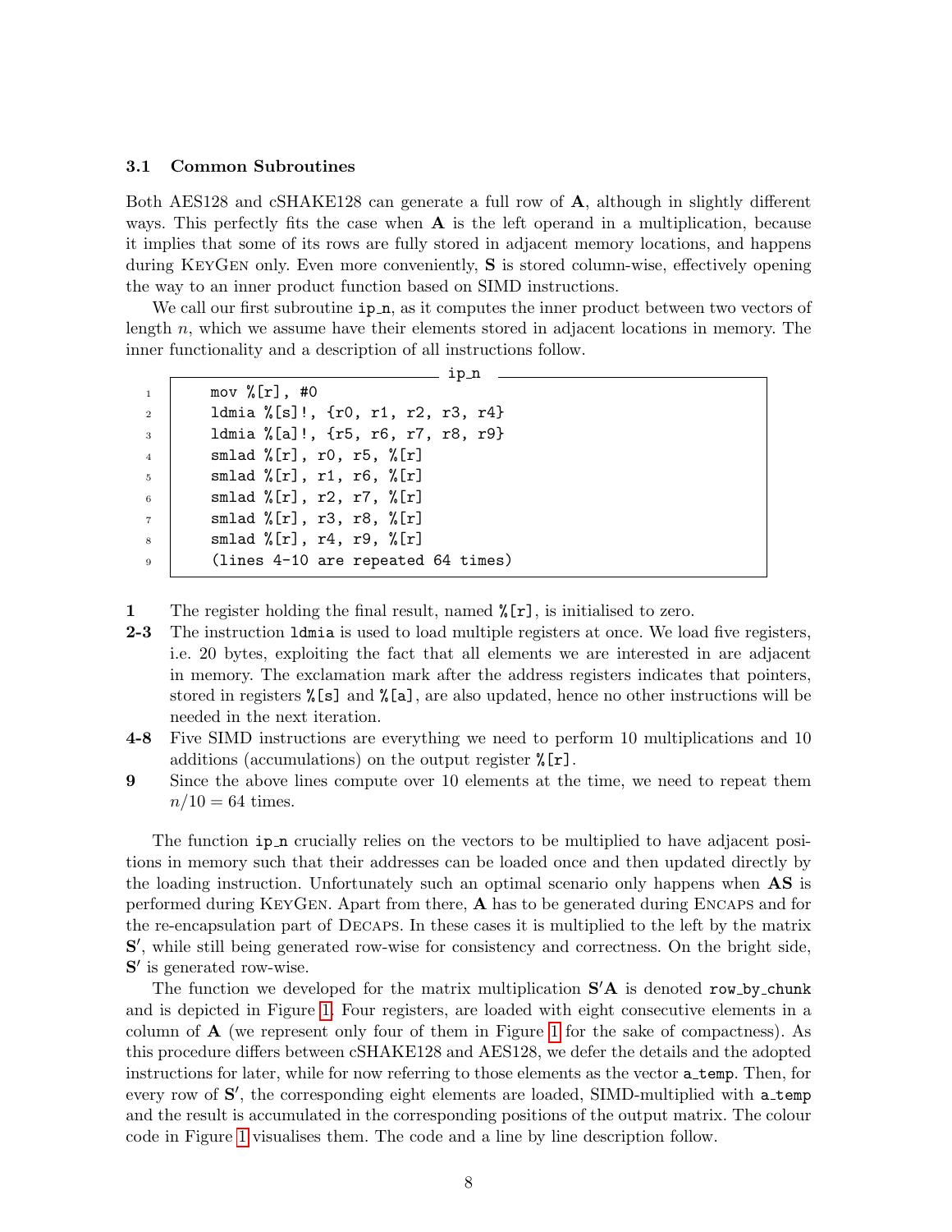### 3.1 Common Subroutines

Both AES128 and cSHAKE128 can generate a full row of $\mathbf{A}$, although in slightly different ways. This perfectly fits the case when $\mathbf{A}$ is the left operand in a multiplication, because it implies that some of its rows are fully stored in adjacent memory locations, and happens during KeyGen only. Even more conveniently, $\mathbf{S}$ is stored column-wise, effectively opening the way to an inner product function based on SIMD instructions.

We call our first subroutine `ip_n`, as it computes the inner product between two vectors of length $n$, which we assume have their elements stored in adjacent locations in memory. The inner functionality and a description of all instructions follow.

ip_n

```
1   mov %[r], #0
2   ldmia %[s]!, {r0, r1, r2, r3, r4}
3   ldmia %[a]!, {r5, r6, r7, r8, r9}
4   smlad %[r], r0, r5, %[r]
5   smlad %[r], r1, r6, %[r]
6   smlad %[r], r2, r7, %[r]
7   smlad %[r], r3, r8, %[r]
8   smlad %[r], r4, r9, %[r]
9   (lines 4-10 are repeated 64 times)
```

**1** The register holding the final result, named `%[r]`, is initialised to zero.

**2-3** The instruction `ldmia` is used to load multiple registers at once. We load five registers, i.e. 20 bytes, exploiting the fact that all elements we are interested in are adjacent in memory. The exclamation mark after the address registers indicates that pointers, stored in registers `%[s]` and `%[a]`, are also updated, hence no other instructions will be needed in the next iteration.

**4-8** Five SIMD instructions are everything we need to perform 10 multiplications and 10 additions (accumulations) on the output register `%[r]`.

**9** Since the above lines compute over 10 elements at the time, we need to repeat them $n/10 = 64$ times.

The function `ip_n` crucially relies on the vectors to be multiplied to have adjacent positions in memory such that their addresses can be loaded once and then updated directly by the loading instruction. Unfortunately such an optimal scenario only happens when $\mathbf{AS}$ is performed during KeyGen. Apart from there, $\mathbf{A}$ has to be generated during Encaps and for the re-encapsulation part of Decaps. In these cases it is multiplied to the left by the matrix $\mathbf{S}'$, while still being generated row-wise for consistency and correctness. On the bright side, $\mathbf{S}'$ is generated row-wise.

The function we developed for the matrix multiplication $\mathbf{S}'\mathbf{A}$ is denoted `row_by_chunk` and is depicted in Figure 1. Four registers, are loaded with eight consecutive elements in a column of $\mathbf{A}$ (we represent only four of them in Figure 1 for the sake of compactness). As this procedure differs between cSHAKE128 and AES128, we defer the details and the adopted instructions for later, while for now referring to those elements as the vector `a_temp`. Then, for every row of $\mathbf{S}'$, the corresponding eight elements are loaded, SIMD-multiplied with `a_temp` and the result is accumulated in the corresponding positions of the output matrix. The colour code in Figure 1 visualises them. The code and a line by line description follow.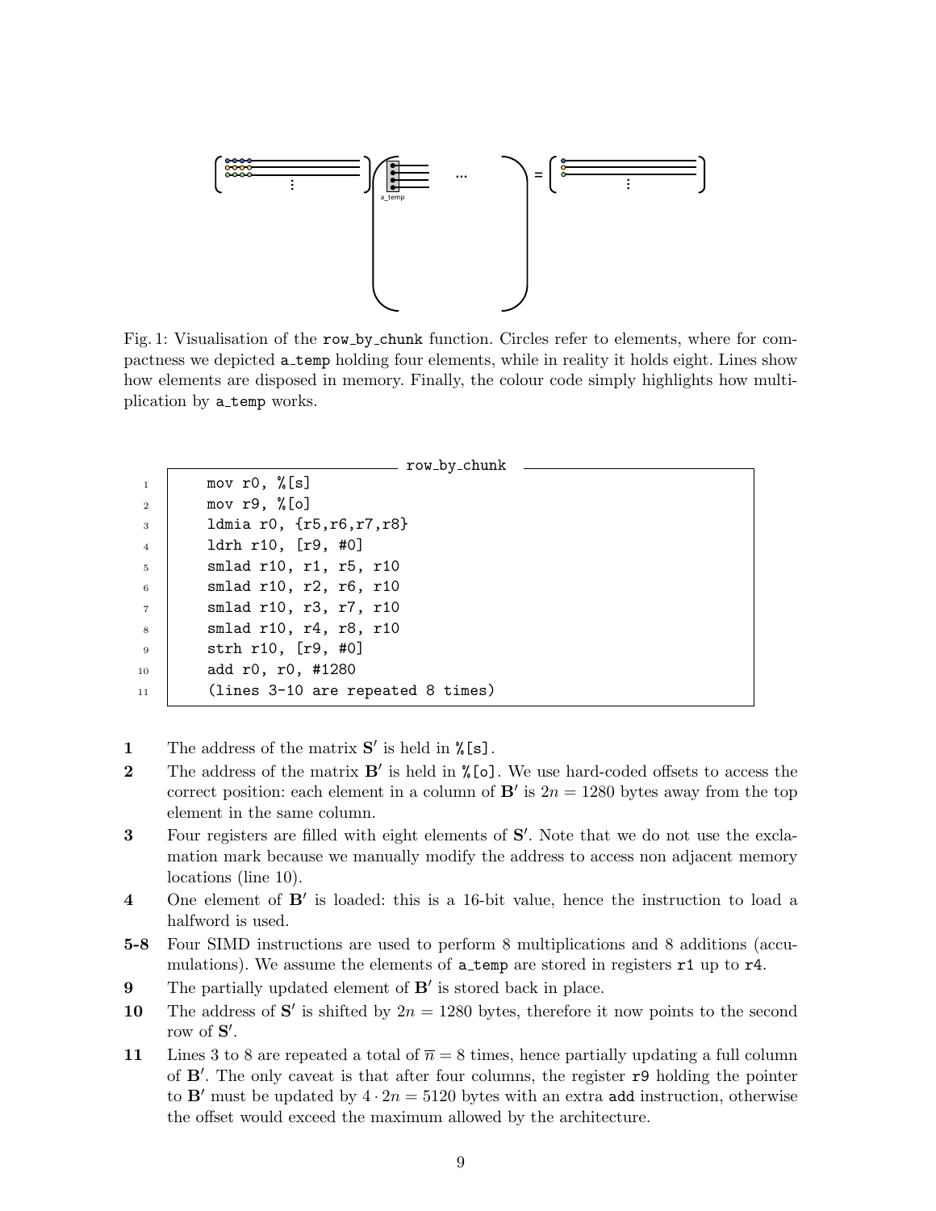Fig. 1: Visualisation of the `row_by_chunk` function. Circles refer to elements, where for compactness we depicted `a_temp` holding four elements, while in reality it holds eight. Lines show how elements are disposed in memory. Finally, the colour code simply highlights how multiplication by `a_temp` works.

```
row_by_chunk
1   mov r0, %[s]
2   mov r9, %[o]
3   ldmia r0, {r5,r6,r7,r8}
4   ldrh r10, [r9, #0]
5   smlad r10, r1, r5, r10
6   smlad r10, r2, r6, r10
7   smlad r10, r3, r7, r10
8   smlad r10, r4, r8, r10
9   strh r10, [r9, #0]
10  add r0, r0, #1280
11  (lines 3-10 are repeated 8 times)
```

**1** The address of the matrix $\mathbf{S}'$ is held in `%[s]`.

**2** The address of the matrix $\mathbf{B}'$ is held in `%[o]`. We use hard-coded offsets to access the correct position: each element in a column of $\mathbf{B}'$ is $2n = 1280$ bytes away from the top element in the same column.

**3** Four registers are filled with eight elements of $\mathbf{S}'$. Note that we do not use the exclamation mark because we manually modify the address to access non adjacent memory locations (line 10).

**4** One element of $\mathbf{B}'$ is loaded: this is a 16-bit value, hence the instruction to load a halfword is used.

**5-8** Four SIMD instructions are used to perform 8 multiplications and 8 additions (accumulations). We assume the elements of `a_temp` are stored in registers `r1` up to `r4`.

**9** The partially updated element of $\mathbf{B}'$ is stored back in place.

**10** The address of $\mathbf{S}'$ is shifted by $2n = 1280$ bytes, therefore it now points to the second row of $\mathbf{S}'$.

**11** Lines 3 to 8 are repeated a total of $\overline{n} = 8$ times, hence partially updating a full column of $\mathbf{B}'$. The only caveat is that after four columns, the register `r9` holding the pointer to $\mathbf{B}'$ must be updated by $4 \cdot 2n = 5120$ bytes with an extra `add` instruction, otherwise the offset would exceed the maximum allowed by the architecture.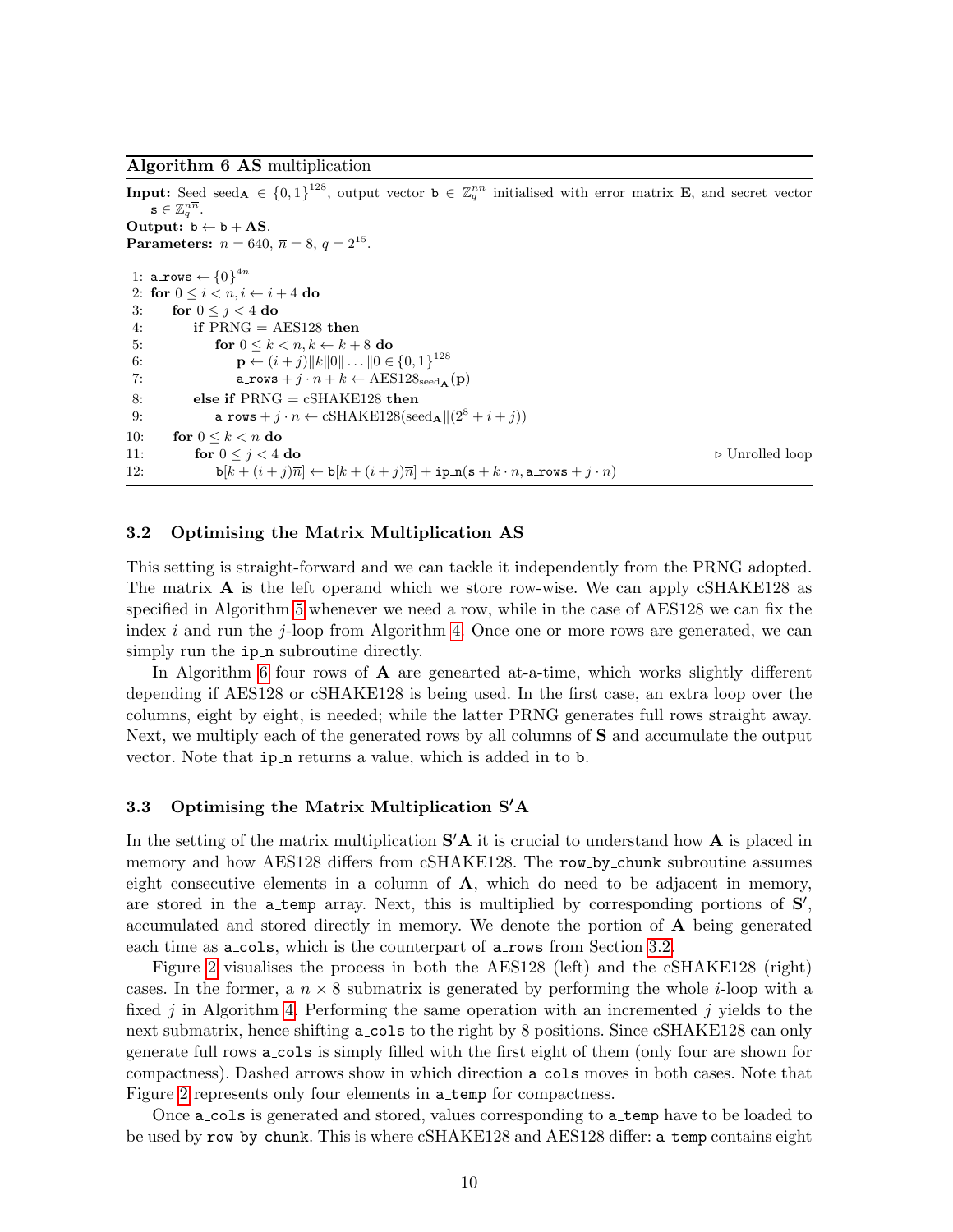**Algorithm 6** **AS** multiplication

**Input:** Seed $\text{seed}_\mathbf{A} \in \{0,1\}^{128}$, output vector $\mathtt{b} \in \mathbb{Z}_q^{n\overline{n}}$ initialised with error matrix $\mathbf{E}$, and secret vector $\mathtt{s} \in \mathbb{Z}_q^{n\overline{n}}$.
**Output:** $\mathtt{b} \leftarrow \mathtt{b} + \mathbf{AS}$.
**Parameters:** $n = 640$, $\overline{n} = 8$, $q = 2^{15}$.

```
1: a_rows ← {0}^{4n}
2: for 0 ≤ i < n, i ← i + 4 do
3:     for 0 ≤ j < 4 do
4:         if PRNG = AES128 then
5:             for 0 ≤ k < n, k ← k + 8 do
6:                 p ← (i + j)||k||0|| ... ||0 ∈ {0,1}^128
7:                 a_rows + j · n + k ← AES128_seedA(p)
8:         else if PRNG = cSHAKE128 then
9:             a_rows + j · n ← cSHAKE128(seedA||(2^8 + i + j))
10:    for 0 ≤ k < n̄ do
11:        for 0 ≤ j < 4 do                                        ▷ Unrolled loop
12:            b[k + (i + j)n̄] ← b[k + (i + j)n̄] + ip_n(s + k · n, a_rows + j · n)
```

### 3.2 Optimising the Matrix Multiplication AS

This setting is straight-forward and we can tackle it independently from the PRNG adopted. The matrix $\mathbf{A}$ is the left operand which we store row-wise. We can apply cSHAKE128 as specified in Algorithm 5 whenever we need a row, while in the case of AES128 we can fix the index $i$ and run the $j$-loop from Algorithm 4. Once one or more rows are generated, we can simply run the `ip_n` subroutine directly.

In Algorithm 6 four rows of $\mathbf{A}$ are geneated at-a-time, which works slightly different depending if AES128 or cSHAKE128 is being used. In the first case, an extra loop over the columns, eight by eight, is needed; while the latter PRNG generates full rows straight away. Next, we multiply each of the generated rows by all columns of $\mathbf{S}$ and accumulate the output vector. Note that `ip_n` returns a value, which is added in to `b`.

### 3.3 Optimising the Matrix Multiplication S′A

In the setting of the matrix multiplication $\mathbf{S}'\mathbf{A}$ it is crucial to understand how $\mathbf{A}$ is placed in memory and how AES128 differs from cSHAKE128. The `row_by_chunk` subroutine assumes eight consecutive elements in a column of $\mathbf{A}$, which do need to be adjacent in memory, are stored in the `a_temp` array. Next, this is multiplied by corresponding portions of $\mathbf{S}'$, accumulated and stored directly in memory. We denote the portion of $\mathbf{A}$ being generated each time as `a_cols`, which is the counterpart of `a_rows` from Section 3.2.

Figure 2 visualises the process in both the AES128 (left) and the cSHAKE128 (right) cases. In the former, a $n \times 8$ submatrix is generated by performing the whole $i$-loop with a fixed $j$ in Algorithm 4. Performing the same operation with an incremented $j$ yields to the next submatrix, hence shifting `a_cols` to the right by 8 positions. Since cSHAKE128 can only generate full rows `a_cols` is simply filled with the first eight of them (only four are shown for compactness). Dashed arrows show in which direction `a_cols` moves in both cases. Note that Figure 2 represents only four elements in `a_temp` for compactness.

Once `a_cols` is generated and stored, values corresponding to `a_temp` have to be loaded to be used by `row_by_chunk`. This is where cSHAKE128 and AES128 differ: `a_temp` contains eight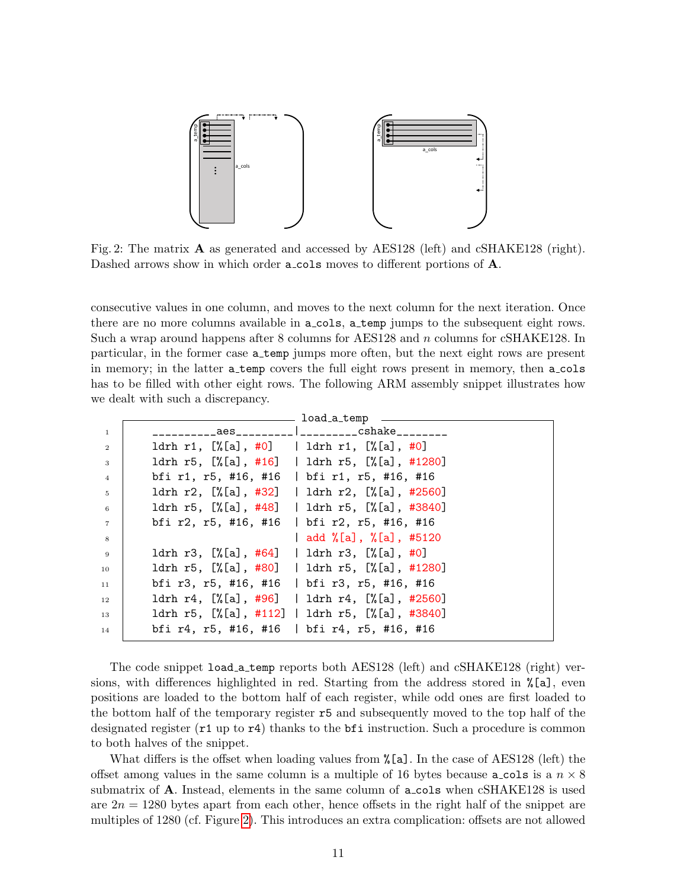Fig. 2: The matrix **A** as generated and accessed by AES128 (left) and cSHAKE128 (right). Dashed arrows show in which order `a_cols` moves to different portions of **A**.

consecutive values in one column, and moves to the next column for the next iteration. Once there are no more columns available in `a_cols`, `a_temp` jumps to the subsequent eight rows. Such a wrap around happens after 8 columns for AES128 and $n$ columns for cSHAKE128. In particular, in the former case `a_temp` jumps more often, but the next eight rows are present in memory; in the latter `a_temp` covers the full eight rows present in memory, then `a_cols` has to be filled with other eight rows. The following ARM assembly snippet illustrates how we dealt with such a discrepancy.

```
load_a_temp
1   __________aes_________|_________cshake________
2   ldrh r1, [%[a], #0]   | ldrh r1, [%[a], #0]
3   ldrh r5, [%[a], #16]  | ldrh r5, [%[a], #1280]
4   bfi r1, r5, #16, #16  | bfi r1, r5, #16, #16
5   ldrh r2, [%[a], #32]  | ldrh r2, [%[a], #2560]
6   ldrh r5, [%[a], #48]  | ldrh r5, [%[a], #3840]
7   bfi r2, r5, #16, #16  | bfi r2, r5, #16, #16
8                         | add %[a], %[a], #5120
9   ldrh r3, [%[a], #64]  | ldrh r3, [%[a], #0]
10  ldrh r5, [%[a], #80]  | ldrh r5, [%[a], #1280]
11  bfi r3, r5, #16, #16  | bfi r3, r5, #16, #16
12  ldrh r4, [%[a], #96]  | ldrh r4, [%[a], #2560]
13  ldrh r5, [%[a], #112] | ldrh r5, [%[a], #3840]
14  bfi r4, r5, #16, #16  | bfi r4, r5, #16, #16
```

The code snippet `load_a_temp` reports both AES128 (left) and cSHAKE128 (right) versions, with differences highlighted in red. Starting from the address stored in `%[a]`, even positions are loaded to the bottom half of each register, while odd ones are first loaded to the bottom half of the temporary register `r5` and subsequently moved to the top half of the designated register (`r1` up to `r4`) thanks to the `bfi` instruction. Such a procedure is common to both halves of the snippet.

What differs is the offset when loading values from `%[a]`. In the case of AES128 (left) the offset among values in the same column is a multiple of 16 bytes because `a_cols` is a $n \times 8$ submatrix of **A**. Instead, elements in the same column of `a_cols` when cSHAKE128 is used are $2n = 1280$ bytes apart from each other, hence offsets in the right half of the snippet are multiples of 1280 (cf. Figure 2). This introduces an extra complication: offsets are not allowed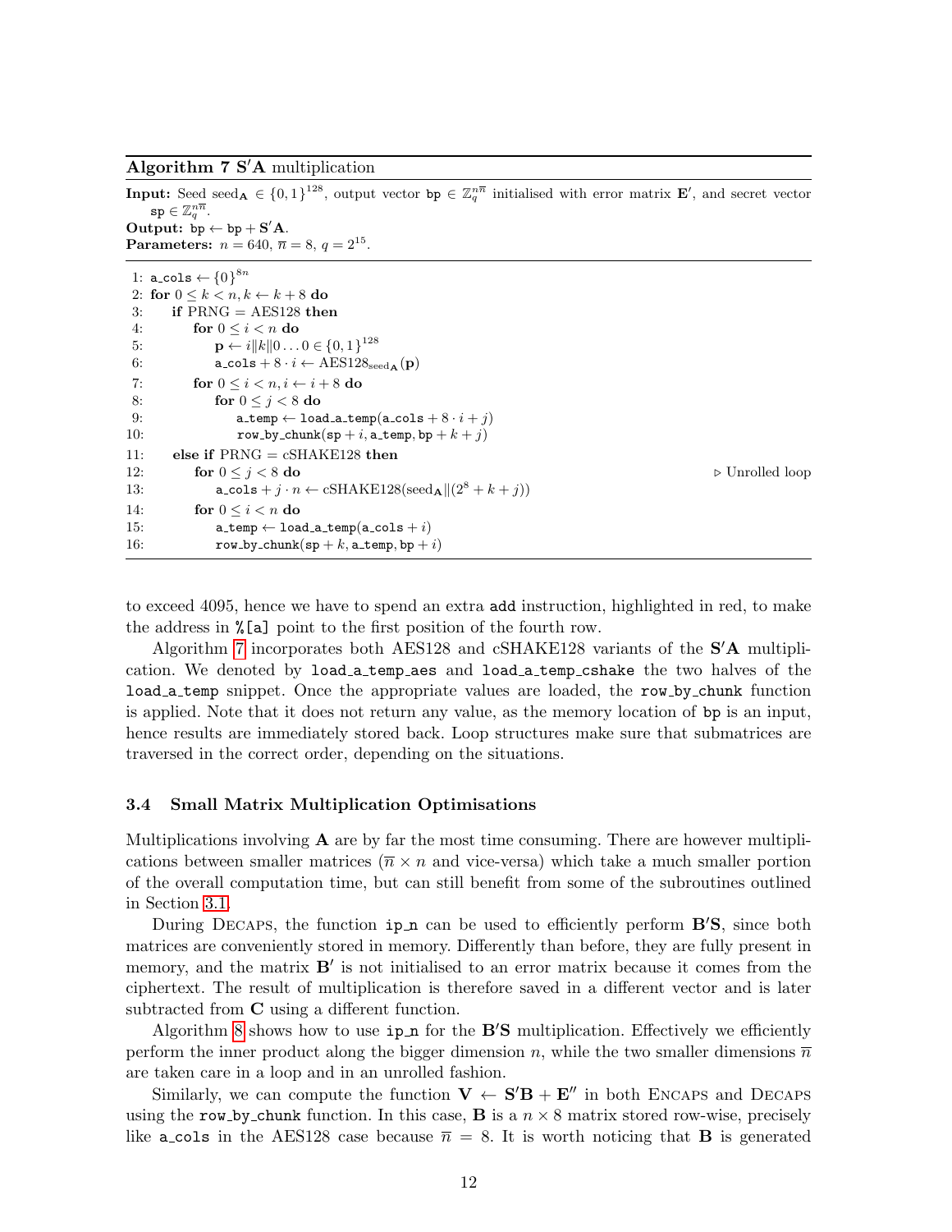**Algorithm 7** $\mathbf{S'A}$ multiplication

**Input:** Seed $\text{seed}_\mathbf{A} \in \{0,1\}^{128}$, output vector $\texttt{bp} \in \mathbb{Z}_q^{n\overline{n}}$ initialised with error matrix $\mathbf{E}'$, and secret vector $\texttt{sp} \in \mathbb{Z}_q^{n\overline{n}}$.
**Output:** $\texttt{bp} \leftarrow \texttt{bp} + \mathbf{S'A}$.
**Parameters:** $n = 640$, $\overline{n} = 8$, $q = 2^{15}$.

```
 1: a_cols ← {0}^{8n}
 2: for 0 ≤ k < n, k ← k + 8 do
 3:     if PRNG = AES128 then
 4:         for 0 ≤ i < n do
 5:             p ← i‖k‖0...0 ∈ {0,1}^128
 6:             a_cols + 8·i ← AES128_{seed_A}(p)
 7:         for 0 ≤ i < n, i ← i + 8 do
 8:             for 0 ≤ j < 8 do
 9:                 a_temp ← load_a_temp(a_cols + 8·i + j)
10:                 row_by_chunk(sp + i, a_temp, bp + k + j)
11:     else if PRNG = cSHAKE128 then
12:         for 0 ≤ j < 8 do                                    ▷ Unrolled loop
13:             a_cols + j·n ← cSHAKE128(seed_A‖(2^8 + k + j))
14:         for 0 ≤ i < n do
15:             a_temp ← load_a_temp(a_cols + i)
16:             row_by_chunk(sp + k, a_temp, bp + i)
```

to exceed 4095, hence we have to spend an extra `add` instruction, highlighted in red, to make the address in `%[a]` point to the first position of the fourth row.

Algorithm 7 incorporates both AES128 and cSHAKE128 variants of the $\mathbf{S'A}$ multiplication. We denoted by `load_a_temp_aes` and `load_a_temp_cshake` the two halves of the `load_a_temp` snippet. Once the appropriate values are loaded, the `row_by_chunk` function is applied. Note that it does not return any value, as the memory location of `bp` is an input, hence results are immediately stored back. Loop structures make sure that submatrices are traversed in the correct order, depending on the situations.

### 3.4 Small Matrix Multiplication Optimisations

Multiplications involving $\mathbf{A}$ are by far the most time consuming. There are however multiplications between smaller matrices ($\overline{n} \times n$ and vice-versa) which take a much smaller portion of the overall computation time, but can still benefit from some of the subroutines outlined in Section 3.1.

During Decaps, the function `ip_n` can be used to efficiently perform $\mathbf{B'S}$, since both matrices are conveniently stored in memory. Differently than before, they are fully present in memory, and the matrix $\mathbf{B}'$ is not initialised to an error matrix because it comes from the ciphertext. The result of multiplication is therefore saved in a different vector and is later subtracted from $\mathbf{C}$ using a different function.

Algorithm 8 shows how to use `ip_n` for the $\mathbf{B'S}$ multiplication. Effectively we efficiently perform the inner product along the bigger dimension $n$, while the two smaller dimensions $\overline{n}$ are taken care in a loop and in an unrolled fashion.

Similarly, we can compute the function $\mathbf{V} \leftarrow \mathbf{S'B} + \mathbf{E}''$ in both Encaps and Decaps using the `row_by_chunk` function. In this case, $\mathbf{B}$ is a $n \times 8$ matrix stored row-wise, precisely like `a_cols` in the AES128 case because $\overline{n} = 8$. It is worth noticing that $\mathbf{B}$ is generated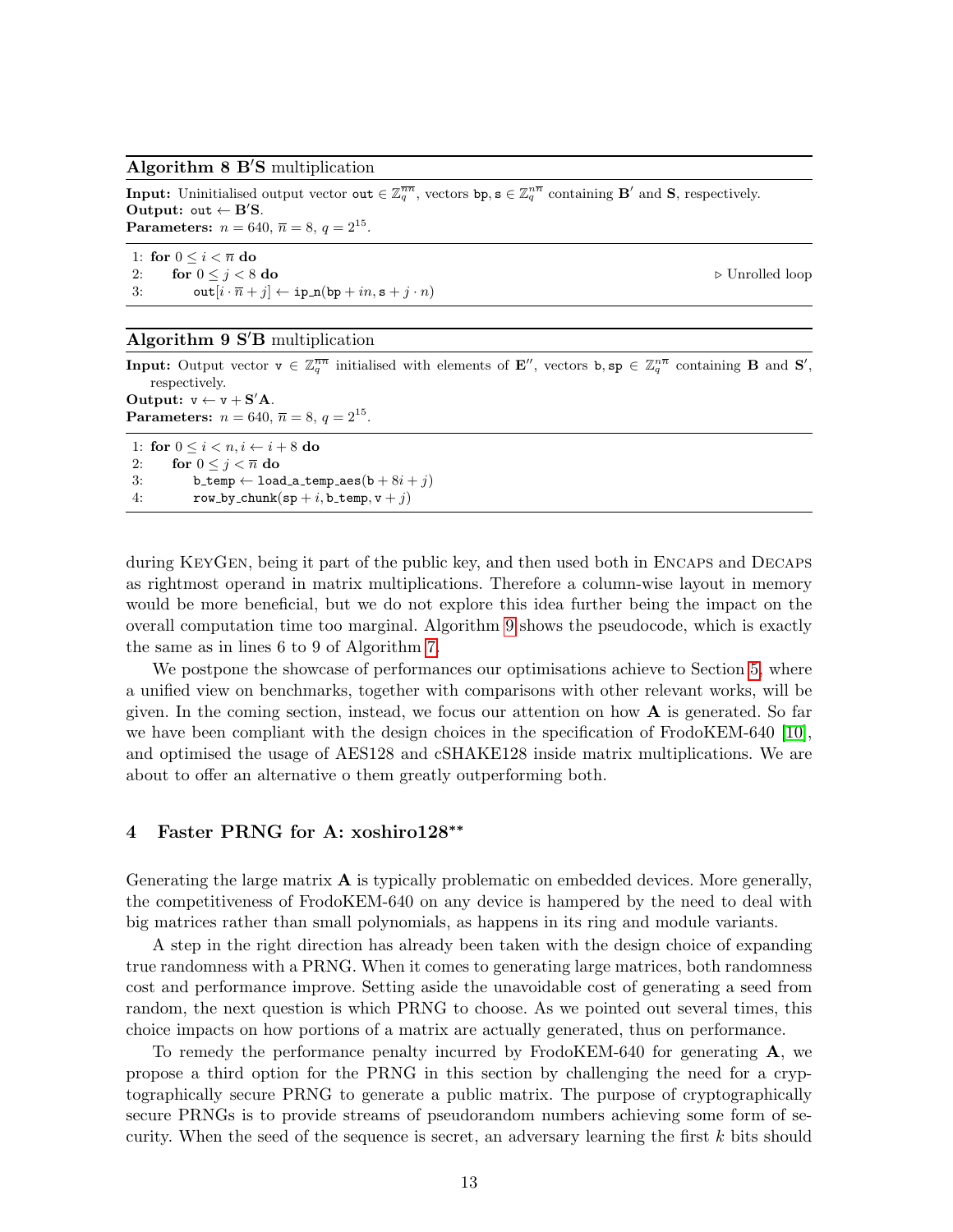**Algorithm 8** $\mathbf{B}'\mathbf{S}$ multiplication

**Input:** Uninitialised output vector $\texttt{out} \in \mathbb{Z}_q^{\overline{n}\overline{n}}$, vectors $\texttt{bp}, \texttt{s} \in \mathbb{Z}_q^{n\overline{n}}$ containing $\mathbf{B}'$ and $\mathbf{S}$, respectively.
**Output:** $\texttt{out} \leftarrow \mathbf{B}'\mathbf{S}$.
**Parameters:** $n = 640$, $\overline{n} = 8$, $q = 2^{15}$.

```
1: for 0 ≤ i < n̄ do
2:     for 0 ≤ j < 8 do                                    ▷ Unrolled loop
3:         out[i · n̄ + j] ← ip_n(bp + in, s + j · n)
```

**Algorithm 9** $\mathbf{S}'\mathbf{B}$ multiplication

**Input:** Output vector $\texttt{v} \in \mathbb{Z}_q^{\overline{n}\overline{n}}$ initialised with elements of $\mathbf{E}''$, vectors $\texttt{b}, \texttt{sp} \in \mathbb{Z}_q^{n\overline{n}}$ containing $\mathbf{B}$ and $\mathbf{S}'$, respectively.
**Output:** $\texttt{v} \leftarrow \texttt{v} + \mathbf{S}'\mathbf{A}$.
**Parameters:** $n = 640$, $\overline{n} = 8$, $q = 2^{15}$.

```
1: for 0 ≤ i < n, i ← i + 8 do
2:     for 0 ≤ j < n̄ do
3:         b_temp ← load_a_temp_aes(b + 8i + j)
4:         row_by_chunk(sp + i, b_temp, v + j)
```

during KeyGen, being it part of the public key, and then used both in Encaps and Decaps as rightmost operand in matrix multiplications. Therefore a column-wise layout in memory would be more beneficial, but we do not explore this idea further being the impact on the overall computation time too marginal. Algorithm 9 shows the pseudocode, which is exactly the same as in lines 6 to 9 of Algorithm 7.

We postpone the showcase of performances our optimisations achieve to Section 5, where a unified view on benchmarks, together with comparisons with other relevant works, will be given. In the coming section, instead, we focus our attention on how $\mathbf{A}$ is generated. So far we have been compliant with the design choices in the specification of FrodoKEM-640 [10], and optimised the usage of AES128 and cSHAKE128 inside matrix multiplications. We are about to offer an alternative o them greatly outperforming both.

## 4 Faster PRNG for A: xoshiro128**

Generating the large matrix $\mathbf{A}$ is typically problematic on embedded devices. More generally, the competitiveness of FrodoKEM-640 on any device is hampered by the need to deal with big matrices rather than small polynomials, as happens in its ring and module variants.

A step in the right direction has already been taken with the design choice of expanding true randomness with a PRNG. When it comes to generating large matrices, both randomness cost and performance improve. Setting aside the unavoidable cost of generating a seed from random, the next question is which PRNG to choose. As we pointed out several times, this choice impacts on how portions of a matrix are actually generated, thus on performance.

To remedy the performance penalty incurred by FrodoKEM-640 for generating $\mathbf{A}$, we propose a third option for the PRNG in this section by challenging the need for a cryptographically secure PRNG to generate a public matrix. The purpose of cryptographically secure PRNGs is to provide streams of pseudorandom numbers achieving some form of security. When the seed of the sequence is secret, an adversary learning the first $k$ bits should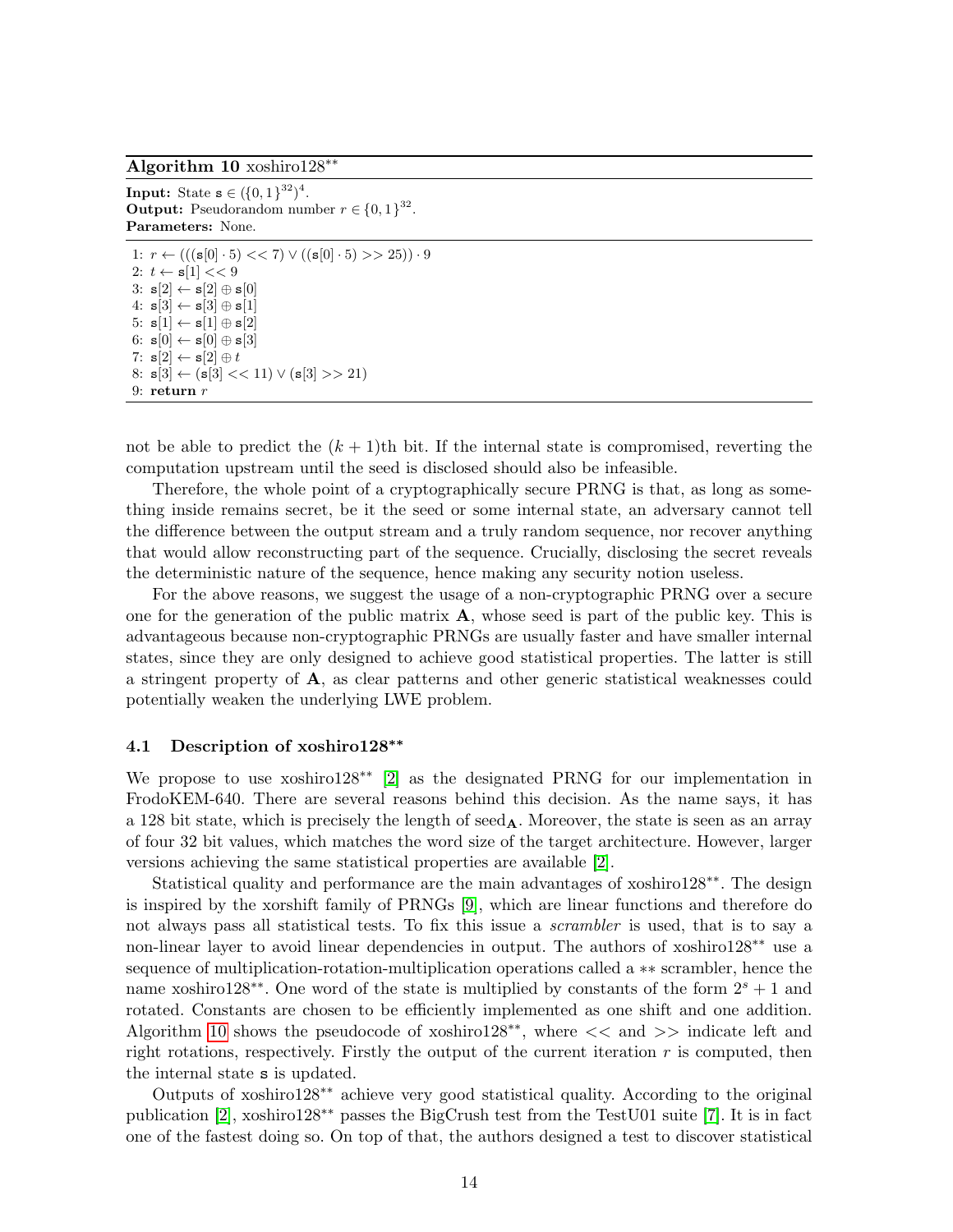**Algorithm 10** xoshiro128**

**Input:** State $\mathtt{s} \in (\{0,1\}^{32})^4$.
**Output:** Pseudorandom number $r \in \{0,1\}^{32}$.
**Parameters:** None.

1: $r \leftarrow (((\mathtt{s}[0] \cdot 5) << 7) \vee ((\mathtt{s}[0] \cdot 5) >> 25)) \cdot 9$
2: $t \leftarrow \mathtt{s}[1] << 9$
3: $\mathtt{s}[2] \leftarrow \mathtt{s}[2] \oplus \mathtt{s}[0]$
4: $\mathtt{s}[3] \leftarrow \mathtt{s}[3] \oplus \mathtt{s}[1]$
5: $\mathtt{s}[1] \leftarrow \mathtt{s}[1] \oplus \mathtt{s}[2]$
6: $\mathtt{s}[0] \leftarrow \mathtt{s}[0] \oplus \mathtt{s}[3]$
7: $\mathtt{s}[2] \leftarrow \mathtt{s}[2] \oplus t$
8: $\mathtt{s}[3] \leftarrow (\mathtt{s}[3] << 11) \vee (\mathtt{s}[3] >> 21)$
9: **return** $r$

not be able to predict the $(k+1)$th bit. If the internal state is compromised, reverting the computation upstream until the seed is disclosed should also be infeasible.

Therefore, the whole point of a cryptographically secure PRNG is that, as long as something inside remains secret, be it the seed or some internal state, an adversary cannot tell the difference between the output stream and a truly random sequence, nor recover anything that would allow reconstructing part of the sequence. Crucially, disclosing the secret reveals the deterministic nature of the sequence, hence making any security notion useless.

For the above reasons, we suggest the usage of a non-cryptographic PRNG over a secure one for the generation of the public matrix $\mathbf{A}$, whose seed is part of the public key. This is advantageous because non-cryptographic PRNGs are usually faster and have smaller internal states, since they are only designed to achieve good statistical properties. The latter is still a stringent property of $\mathbf{A}$, as clear patterns and other generic statistical weaknesses could potentially weaken the underlying LWE problem.

### 4.1 Description of xoshiro128**

We propose to use xoshiro128** [2] as the designated PRNG for our implementation in FrodoKEM-640. There are several reasons behind this decision. As the name says, it has a 128 bit state, which is precisely the length of $\mathrm{seed}_{\mathbf{A}}$. Moreover, the state is seen as an array of four 32 bit values, which matches the word size of the target architecture. However, larger versions achieving the same statistical properties are available [2].

Statistical quality and performance are the main advantages of xoshiro128**. The design is inspired by the xorshift family of PRNGs [9], which are linear functions and therefore do not always pass all statistical tests. To fix this issue a *scrambler* is used, that is to say a non-linear layer to avoid linear dependencies in output. The authors of xoshiro128** use a sequence of multiplication-rotation-multiplication operations called a ** scrambler, hence the name xoshiro128**. One word of the state is multiplied by constants of the form $2^s + 1$ and rotated. Constants are chosen to be efficiently implemented as one shift and one addition. Algorithm 10 shows the pseudocode of xoshiro128**, where $<<$ and $>>$ indicate left and right rotations, respectively. Firstly the output of the current iteration $r$ is computed, then the internal state $\mathtt{s}$ is updated.

Outputs of xoshiro128** achieve very good statistical quality. According to the original publication [2], xoshiro128** passes the BigCrush test from the TestU01 suite [7]. It is in fact one of the fastest doing so. On top of that, the authors designed a test to discover statistical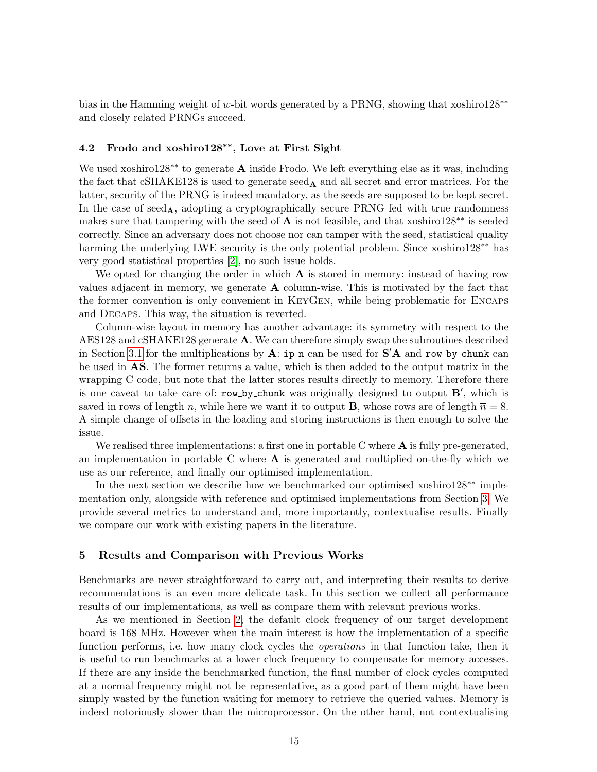bias in the Hamming weight of $w$-bit words generated by a PRNG, showing that xoshiro128** and closely related PRNGs succeed.

### 4.2 Frodo and xoshiro128**, Love at First Sight

We used xoshiro128** to generate $\mathbf{A}$ inside Frodo. We left everything else as it was, including the fact that cSHAKE128 is used to generate $\text{seed}_{\mathbf{A}}$ and all secret and error matrices. For the latter, security of the PRNG is indeed mandatory, as the seeds are supposed to be kept secret. In the case of $\text{seed}_{\mathbf{A}}$, adopting a cryptographically secure PRNG fed with true randomness makes sure that tampering with the seed of $\mathbf{A}$ is not feasible, and that xoshiro128** is seeded correctly. Since an adversary does not choose nor can tamper with the seed, statistical quality harming the underlying LWE security is the only potential problem. Since xoshiro128** has very good statistical properties [2], no such issue holds.

We opted for changing the order in which $\mathbf{A}$ is stored in memory: instead of having row values adjacent in memory, we generate $\mathbf{A}$ column-wise. This is motivated by the fact that the former convention is only convenient in KeyGen, while being problematic for Encaps and Decaps. This way, the situation is reverted.

Column-wise layout in memory has another advantage: its symmetry with respect to the AES128 and cSHAKE128 generate $\mathbf{A}$. We can therefore simply swap the subroutines described in Section 3.1 for the multiplications by $\mathbf{A}$: `ip_n` can be used for $\mathbf{S}'\mathbf{A}$ and `row_by_chunk` can be used in $\mathbf{AS}$. The former returns a value, which is then added to the output matrix in the wrapping C code, but note that the latter stores results directly to memory. Therefore there is one caveat to take care of: `row_by_chunk` was originally designed to output $\mathbf{B}'$, which is saved in rows of length $n$, while here we want it to output $\mathbf{B}$, whose rows are of length $\overline{n} = 8$. A simple change of offsets in the loading and storing instructions is then enough to solve the issue.

We realised three implementations: a first one in portable C where $\mathbf{A}$ is fully pre-generated, an implementation in portable C where $\mathbf{A}$ is generated and multiplied on-the-fly which we use as our reference, and finally our optimised implementation.

In the next section we describe how we benchmarked our optimised xoshiro128** implementation only, alongside with reference and optimised implementations from Section 3. We provide several metrics to understand and, more importantly, contextualise results. Finally we compare our work with existing papers in the literature.

## 5 Results and Comparison with Previous Works

Benchmarks are never straightforward to carry out, and interpreting their results to derive recommendations is an even more delicate task. In this section we collect all performance results of our implementations, as well as compare them with relevant previous works.

As we mentioned in Section 2, the default clock frequency of our target development board is 168 MHz. However when the main interest is how the implementation of a specific function performs, i.e. how many clock cycles the *operations* in that function take, then it is useful to run benchmarks at a lower clock frequency to compensate for memory accesses. If there are any inside the benchmarked function, the final number of clock cycles computed at a normal frequency might not be representative, as a good part of them might have been simply wasted by the function waiting for memory to retrieve the queried values. Memory is indeed notoriously slower than the microprocessor. On the other hand, not contextualising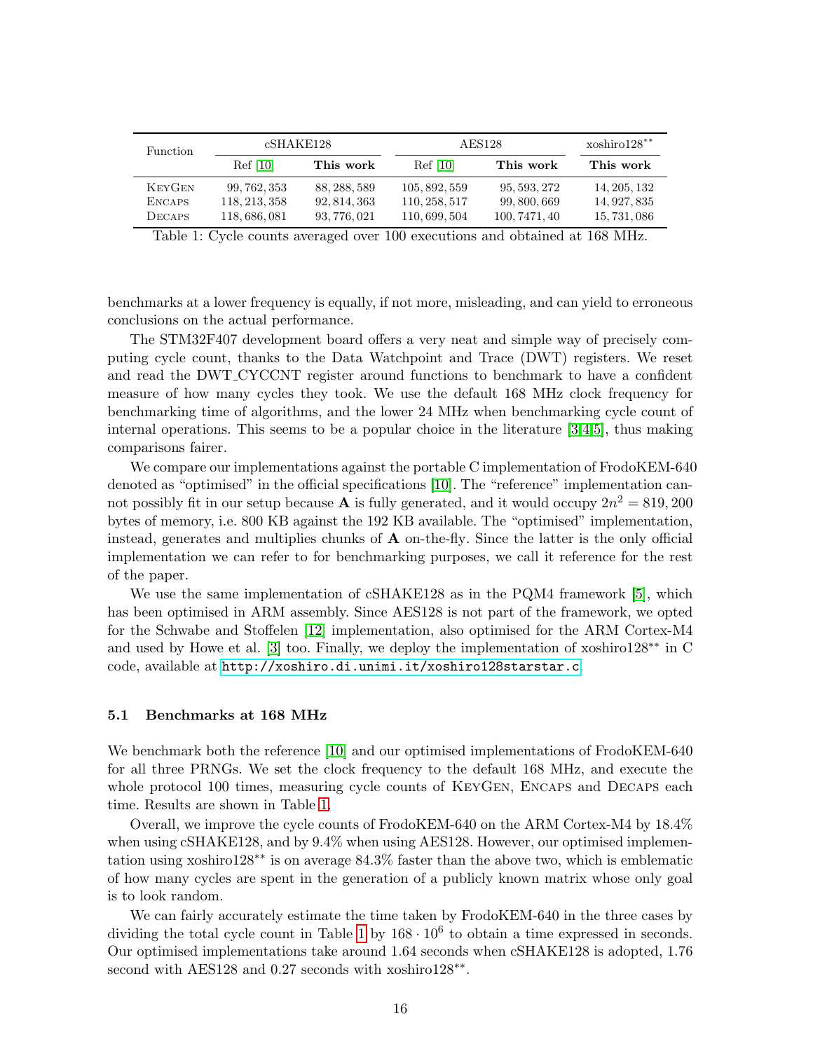| Function | cSHAKE128 | | AES128 | | xoshiro128** |
|---|---|---|---|---|---|
| | Ref [10] | **This work** | Ref [10] | **This work** | **This work** |
| KeyGen | 99, 762, 353 | 88, 288, 589 | 105, 892, 559 | 95, 593, 272 | 14, 205, 132 |
| Encaps | 118, 213, 358 | 92, 814, 363 | 110, 258, 517 | 99, 800, 669 | 14, 927, 835 |
| Decaps | 118, 686, 081 | 93, 776, 021 | 110, 699, 504 | 100, 7471, 40 | 15, 731, 086 |

Table 1: Cycle counts averaged over 100 executions and obtained at 168 MHz.

benchmarks at a lower frequency is equally, if not more, misleading, and can yield to erroneous conclusions on the actual performance.

The STM32F407 development board offers a very neat and simple way of precisely computing cycle count, thanks to the Data Watchpoint and Trace (DWT) registers. We reset and read the DWT_CYCCNT register around functions to benchmark to have a confident measure of how many cycles they took. We use the default 168 MHz clock frequency for benchmarking time of algorithms, and the lower 24 MHz when benchmarking cycle count of internal operations. This seems to be a popular choice in the literature [3,4,5], thus making comparisons fairer.

We compare our implementations against the portable C implementation of FrodoKEM-640 denoted as "optimised" in the official specifications [10]. The "reference" implementation cannot possibly fit in our setup because $\mathbf{A}$ is fully generated, and it would occupy $2n^2 = 819,200$ bytes of memory, i.e. 800 KB against the 192 KB available. The "optimised" implementation, instead, generates and multiplies chunks of $\mathbf{A}$ on-the-fly. Since the latter is the only official implementation we can refer to for benchmarking purposes, we call it reference for the rest of the paper.

We use the same implementation of cSHAKE128 as in the PQM4 framework [5], which has been optimised in ARM assembly. Since AES128 is not part of the framework, we opted for the Schwabe and Stoffelen [12] implementation, also optimised for the ARM Cortex-M4 and used by Howe et al. [3] too. Finally, we deploy the implementation of xoshiro128** in C code, available at http://xoshiro.di.unimi.it/xoshiro128starstar.c.

### 5.1 Benchmarks at 168 MHz

We benchmark both the reference [10] and our optimised implementations of FrodoKEM-640 for all three PRNGs. We set the clock frequency to the default 168 MHz, and execute the whole protocol 100 times, measuring cycle counts of KeyGen, Encaps and Decaps each time. Results are shown in Table 1.

Overall, we improve the cycle counts of FrodoKEM-640 on the ARM Cortex-M4 by 18.4% when using cSHAKE128, and by 9.4% when using AES128. However, our optimised implementation using xoshiro128** is on average 84.3% faster than the above two, which is emblematic of how many cycles are spent in the generation of a publicly known matrix whose only goal is to look random.

We can fairly accurately estimate the time taken by FrodoKEM-640 in the three cases by dividing the total cycle count in Table 1 by $168 \cdot 10^6$ to obtain a time expressed in seconds. Our optimised implementations take around 1.64 seconds when cSHAKE128 is adopted, 1.76 second with AES128 and 0.27 seconds with xoshiro128**.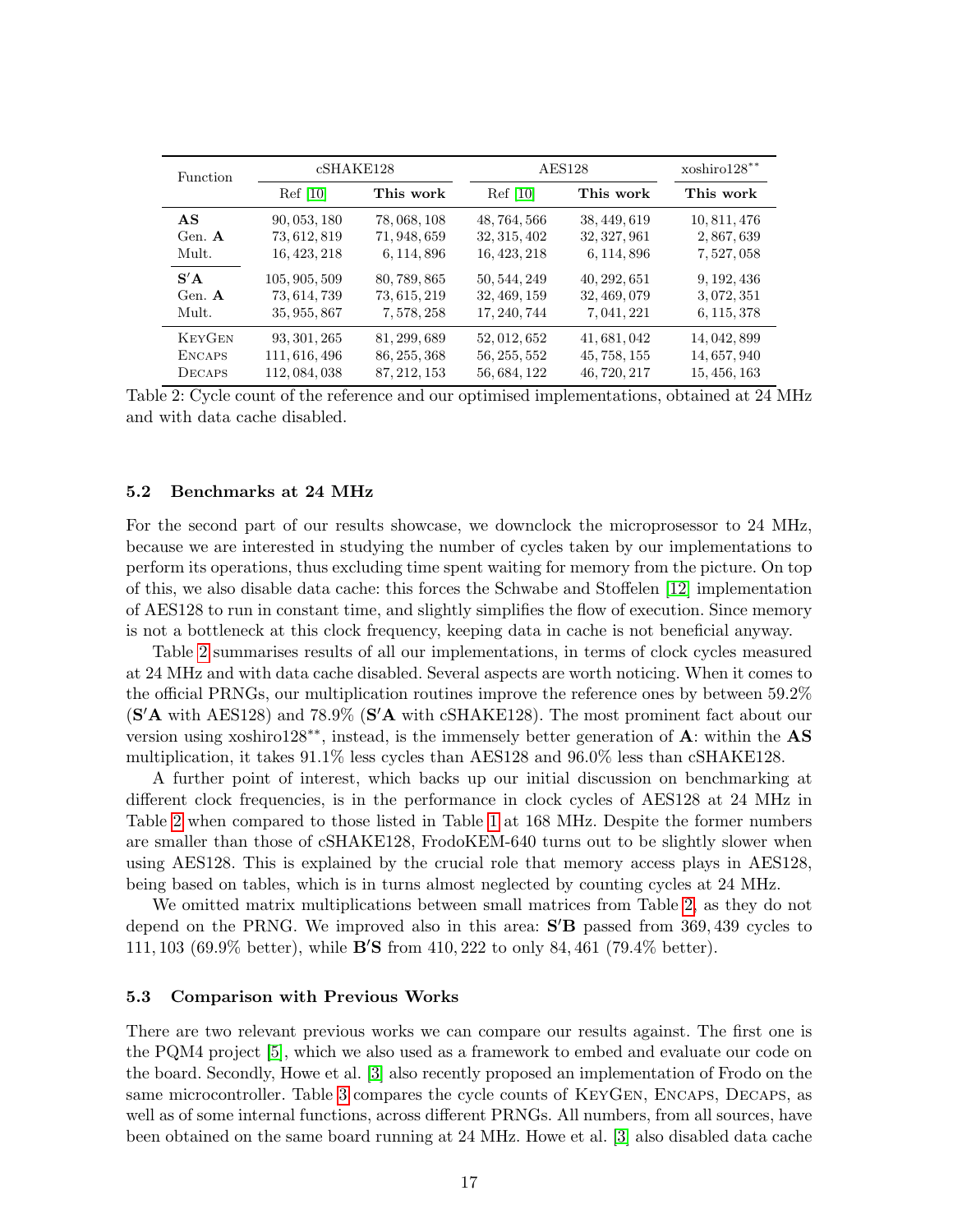| Function | cSHAKE128 | | AES128 | | xoshiro128** |
|---|---|---|---|---|---|
| | Ref [10] | **This work** | Ref [10] | **This work** | **This work** |
| **AS** | 90,053,180 | 78,068,108 | 48,764,566 | 38,449,619 | 10,811,476 |
| Gen. **A** | 73,612,819 | 71,948,659 | 32,315,402 | 32,327,961 | 2,867,639 |
| Mult. | 16,423,218 | 6,114,896 | 16,423,218 | 6,114,896 | 7,527,058 |
| $\mathbf{S'A}$ | 105,905,509 | 80,789,865 | 50,544,249 | 40,292,651 | 9,192,436 |
| Gen. **A** | 73,614,739 | 73,615,219 | 32,469,159 | 32,469,079 | 3,072,351 |
| Mult. | 35,955,867 | 7,578,258 | 17,240,744 | 7,041,221 | 6,115,378 |
| KeyGen | 93,301,265 | 81,299,689 | 52,012,652 | 41,681,042 | 14,042,899 |
| Encaps | 111,616,496 | 86,255,368 | 56,255,552 | 45,758,155 | 14,657,940 |
| Decaps | 112,084,038 | 87,212,153 | 56,684,122 | 46,720,217 | 15,456,163 |

Table 2: Cycle count of the reference and our optimised implementations, obtained at 24 MHz and with data cache disabled.

### 5.2 Benchmarks at 24 MHz

For the second part of our results showcase, we downclock the microprosessor to 24 MHz, because we are interested in studying the number of cycles taken by our implementations to perform its operations, thus excluding time spent waiting for memory from the picture. On top of this, we also disable data cache: this forces the Schwabe and Stoffelen [12] implementation of AES128 to run in constant time, and slightly simplifies the flow of execution. Since memory is not a bottleneck at this clock frequency, keeping data in cache is not beneficial anyway.

Table 2 summarises results of all our implementations, in terms of clock cycles measured at 24 MHz and with data cache disabled. Several aspects are worth noticing. When it comes to the official PRNGs, our multiplication routines improve the reference ones by between 59.2% ($\mathbf{S'A}$ with AES128) and 78.9% ($\mathbf{S'A}$ with cSHAKE128). The most prominent fact about our version using xoshiro128**, instead, is the immensely better generation of $\mathbf{A}$: within the $\mathbf{AS}$ multiplication, it takes 91.1% less cycles than AES128 and 96.0% less than cSHAKE128.

A further point of interest, which backs up our initial discussion on benchmarking at different clock frequencies, is in the performance in clock cycles of AES128 at 24 MHz in Table 2 when compared to those listed in Table 1 at 168 MHz. Despite the former numbers are smaller than those of cSHAKE128, FrodoKEM-640 turns out to be slightly slower when using AES128. This is explained by the crucial role that memory access plays in AES128, being based on tables, which is in turns almost neglected by counting cycles at 24 MHz.

We omitted matrix multiplications between small matrices from Table 2, as they do not depend on the PRNG. We improved also in this area: $\mathbf{S'B}$ passed from 369,439 cycles to 111,103 (69.9% better), while $\mathbf{B'S}$ from 410,222 to only 84,461 (79.4% better).

### 5.3 Comparison with Previous Works

There are two relevant previous works we can compare our results against. The first one is the PQM4 project [5], which we also used as a framework to embed and evaluate our code on the board. Secondly, Howe et al. [3] also recently proposed an implementation of Frodo on the same microcontroller. Table 3 compares the cycle counts of KeyGen, Encaps, Decaps, as well as of some internal functions, across different PRNGs. All numbers, from all sources, have been obtained on the same board running at 24 MHz. Howe et al. [3] also disabled data cache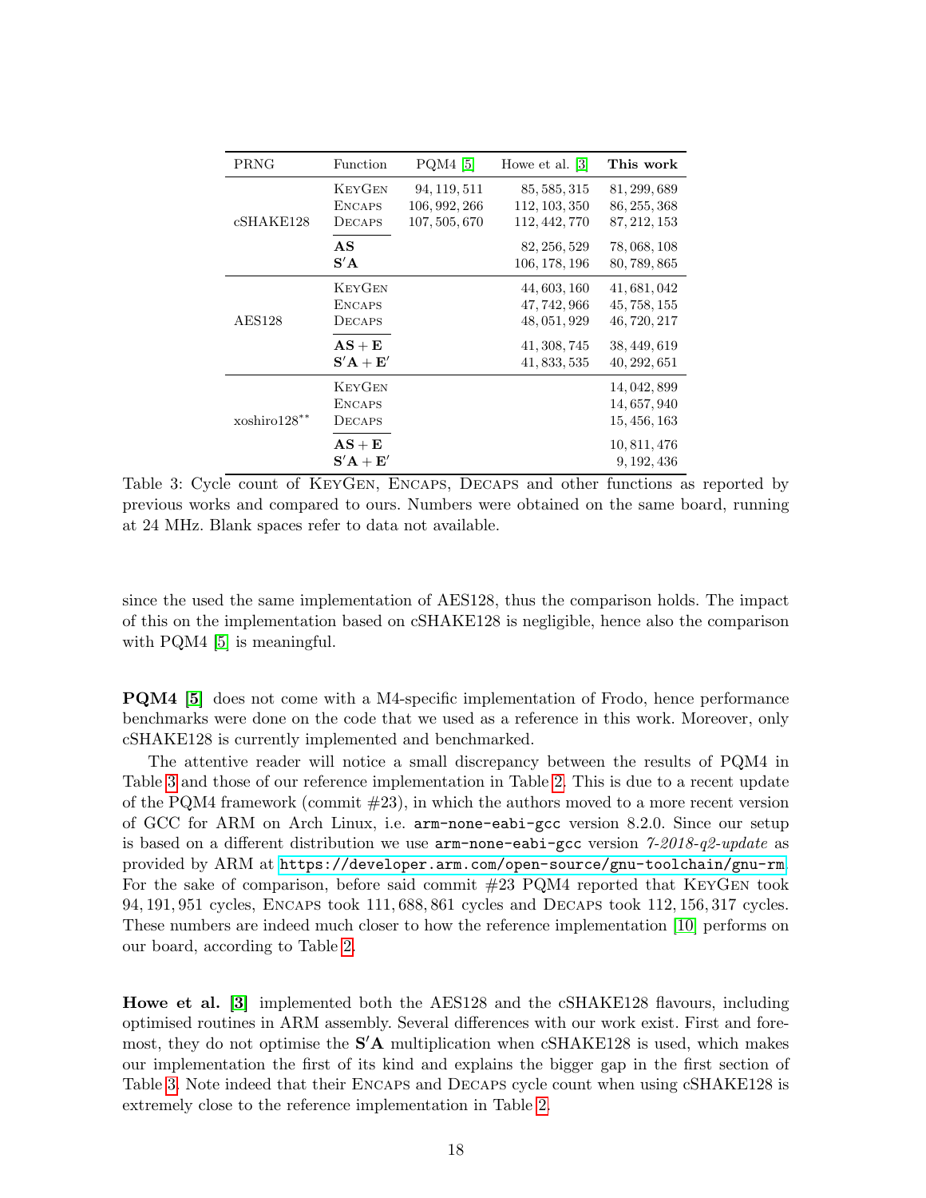| PRNG | Function | PQM4 [5] | Howe et al. [3] | **This work** |
|---|---|---|---|---|
| cSHAKE128 | KeyGen | 94,119,511 | 85,585,315 | 81,299,689 |
| | Encaps | 106,992,266 | 112,103,350 | 86,255,368 |
| | Decaps | 107,505,670 | 112,442,770 | 87,212,153 |
| | $\mathbf{AS}$ | | 82,256,529 | 78,068,108 |
| | $\mathbf{S'A}$ | | 106,178,196 | 80,789,865 |
| AES128 | KeyGen | | 44,603,160 | 41,681,042 |
| | Encaps | | 47,742,966 | 45,758,155 |
| | Decaps | | 48,051,929 | 46,720,217 |
| | $\mathbf{AS+E}$ | | 41,308,745 | 38,449,619 |
| | $\mathbf{S'A+E'}$ | | 41,833,535 | 40,292,651 |
| xoshiro128** | KeyGen | | | 14,042,899 |
| | Encaps | | | 14,657,940 |
| | Decaps | | | 15,456,163 |
| | $\mathbf{AS+E}$ | | | 10,811,476 |
| | $\mathbf{S'A+E'}$ | | | 9,192,436 |

Table 3: Cycle count of KeyGen, Encaps, Decaps and other functions as reported by previous works and compared to ours. Numbers were obtained on the same board, running at 24 MHz. Blank spaces refer to data not available.

since the used the same implementation of AES128, thus the comparison holds. The impact of this on the implementation based on cSHAKE128 is negligible, hence also the comparison with PQM4 [5] is meaningful.

**PQM4 [5]** does not come with a M4-specific implementation of Frodo, hence performance benchmarks were done on the code that we used as a reference in this work. Moreover, only cSHAKE128 is currently implemented and benchmarked.

The attentive reader will notice a small discrepancy between the results of PQM4 in Table 3 and those of our reference implementation in Table 2. This is due to a recent update of the PQM4 framework (commit #23), in which the authors moved to a more recent version of GCC for ARM on Arch Linux, i.e. `arm-none-eabi-gcc` version 8.2.0. Since our setup is based on a different distribution we use `arm-none-eabi-gcc` version *7-2018-q2-update* as provided by ARM at https://developer.arm.com/open-source/gnu-toolchain/gnu-rm. For the sake of comparison, before said commit #23 PQM4 reported that KeyGen took 94,191,951 cycles, Encaps took 111,688,861 cycles and Decaps took 112,156,317 cycles. These numbers are indeed much closer to how the reference implementation [10] performs on our board, according to Table 2.

**Howe et al. [3]** implemented both the AES128 and the cSHAKE128 flavours, including optimised routines in ARM assembly. Several differences with our work exist. First and foremost, they do not optimise the $\mathbf{S'A}$ multiplication when cSHAKE128 is used, which makes our implementation the first of its kind and explains the bigger gap in the first section of Table 3. Note indeed that their Encaps and Decaps cycle count when using cSHAKE128 is extremely close to the reference implementation in Table 2.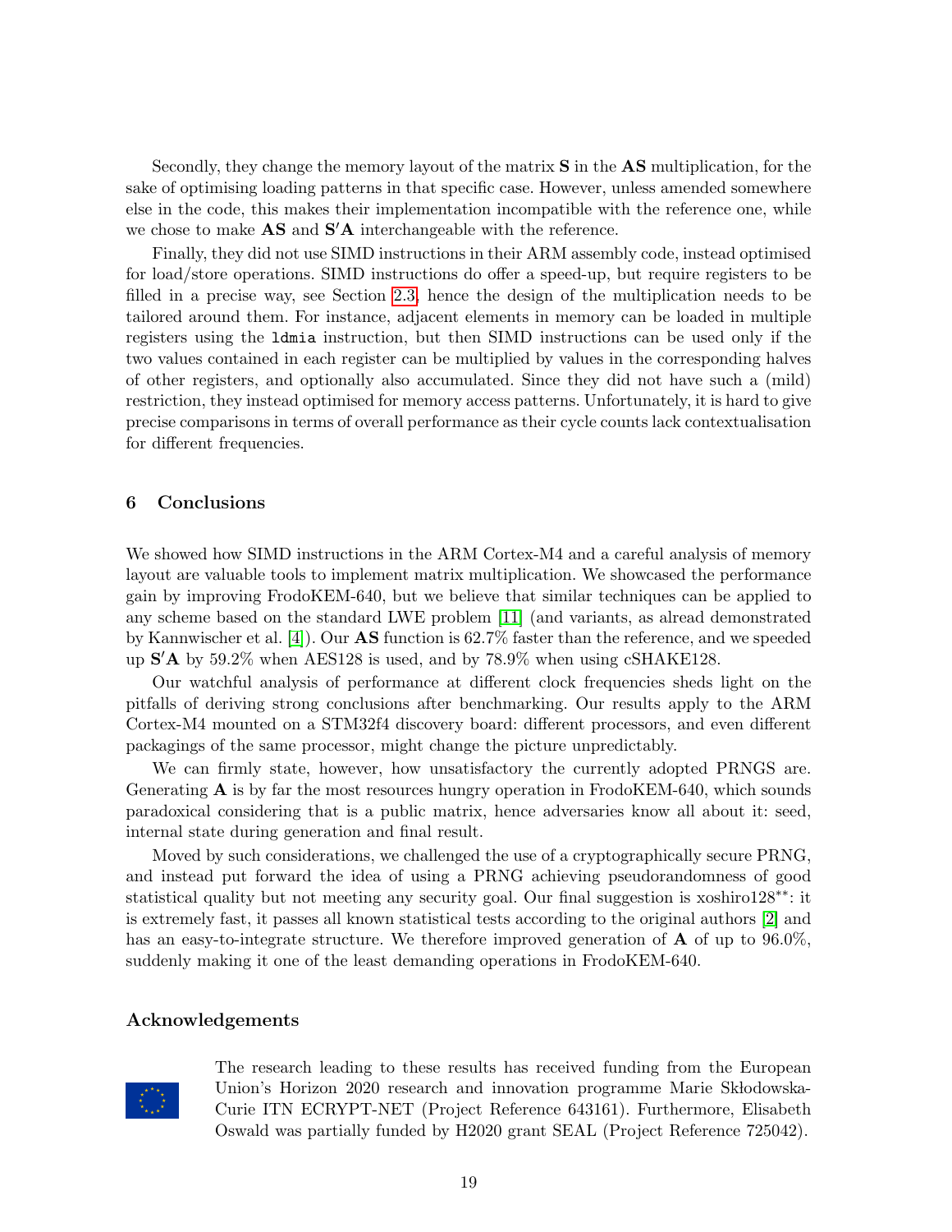Secondly, they change the memory layout of the matrix $\mathbf{S}$ in the $\mathbf{AS}$ multiplication, for the sake of optimising loading patterns in that specific case. However, unless amended somewhere else in the code, this makes their implementation incompatible with the reference one, while we chose to make $\mathbf{AS}$ and $\mathbf{S'A}$ interchangeable with the reference.

Finally, they did not use SIMD instructions in their ARM assembly code, instead optimised for load/store operations. SIMD instructions do offer a speed-up, but require registers to be filled in a precise way, see Section 2.3, hence the design of the multiplication needs to be tailored around them. For instance, adjacent elements in memory can be loaded in multiple registers using the `ldmia` instruction, but then SIMD instructions can be used only if the two values contained in each register can be multiplied by values in the corresponding halves of other registers, and optionally also accumulated. Since they did not have such a (mild) restriction, they instead optimised for memory access patterns. Unfortunately, it is hard to give precise comparisons in terms of overall performance as their cycle counts lack contextualisation for different frequencies.

## 6 Conclusions

We showed how SIMD instructions in the ARM Cortex-M4 and a careful analysis of memory layout are valuable tools to implement matrix multiplication. We showcased the performance gain by improving FrodoKEM-640, but we believe that similar techniques can be applied to any scheme based on the standard LWE problem [11] (and variants, as alread demonstrated by Kannwischer et al. [4]). Our $\mathbf{AS}$ function is 62.7% faster than the reference, and we speeded up $\mathbf{S'A}$ by 59.2% when AES128 is used, and by 78.9% when using cSHAKE128.

Our watchful analysis of performance at different clock frequencies sheds light on the pitfalls of deriving strong conclusions after benchmarking. Our results apply to the ARM Cortex-M4 mounted on a STM32f4 discovery board: different processors, and even different packagings of the same processor, might change the picture unpredictably.

We can firmly state, however, how unsatisfactory the currently adopted PRNGS are. Generating $\mathbf{A}$ is by far the most resources hungry operation in FrodoKEM-640, which sounds paradoxical considering that is a public matrix, hence adversaries know all about it: seed, internal state during generation and final result.

Moved by such considerations, we challenged the use of a cryptographically secure PRNG, and instead put forward the idea of using a PRNG achieving pseudorandomness of good statistical quality but not meeting any security goal. Our final suggestion is xoshiro128**: it is extremely fast, it passes all known statistical tests according to the original authors [2] and has an easy-to-integrate structure. We therefore improved generation of $\mathbf{A}$ of up to 96.0%, suddenly making it one of the least demanding operations in FrodoKEM-640.

## Acknowledgements

The research leading to these results has received funding from the European Union's Horizon 2020 research and innovation programme Marie Skłodowska-Curie ITN ECRYPT-NET (Project Reference 643161). Furthermore, Elisabeth Oswald was partially funded by H2020 grant SEAL (Project Reference 725042).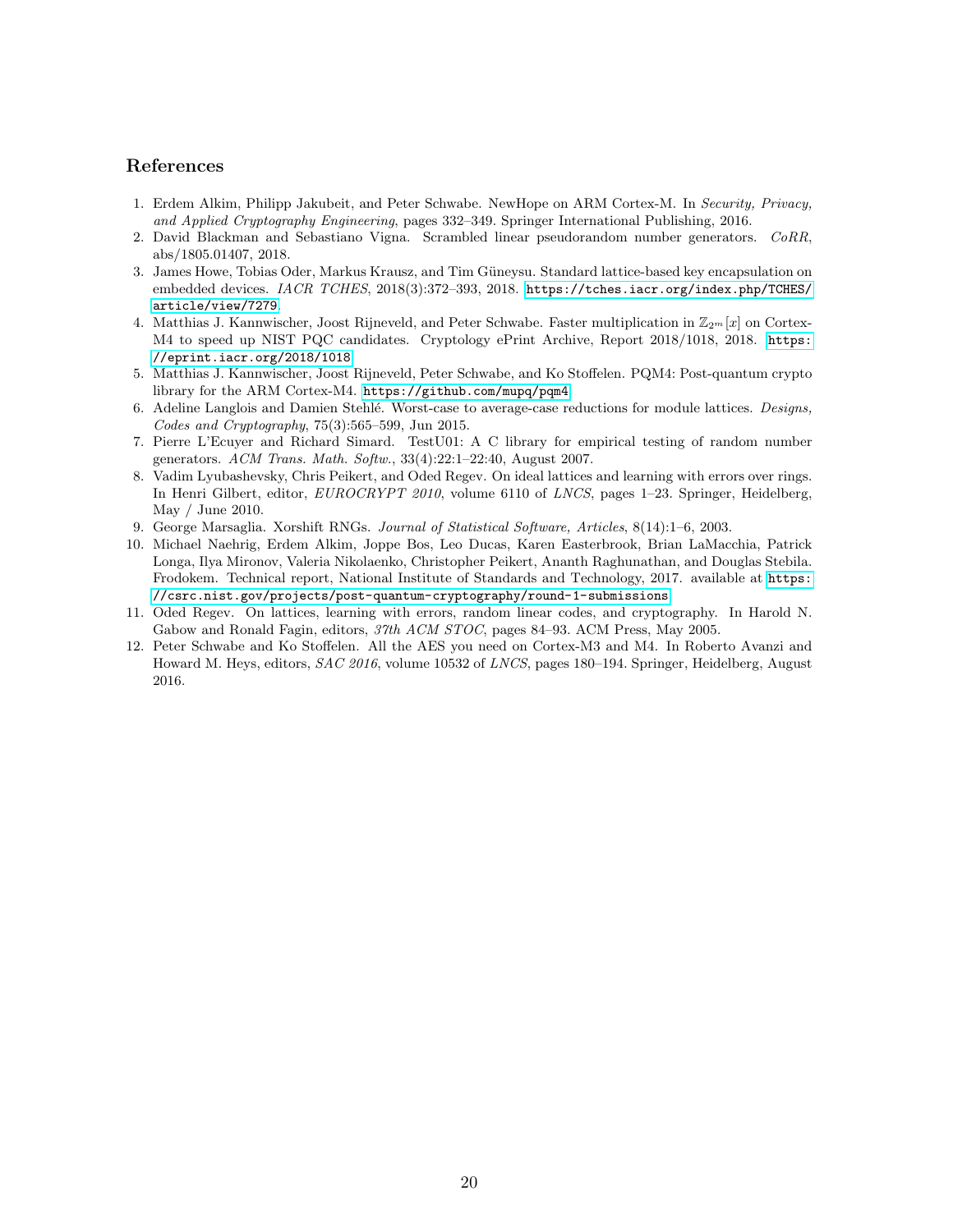## References

1. Erdem Alkim, Philipp Jakubeit, and Peter Schwabe. NewHope on ARM Cortex-M. In *Security, Privacy, and Applied Cryptography Engineering*, pages 332–349. Springer International Publishing, 2016.
2. David Blackman and Sebastiano Vigna. Scrambled linear pseudorandom number generators. *CoRR*, abs/1805.01407, 2018.
3. James Howe, Tobias Oder, Markus Krausz, and Tim Güneysu. Standard lattice-based key encapsulation on embedded devices. *IACR TCHES*, 2018(3):372–393, 2018. `https://tches.iacr.org/index.php/TCHES/article/view/7279`.
4. Matthias J. Kannwischer, Joost Rijneveld, and Peter Schwabe. Faster multiplication in $\mathbb{Z}_{2^m}[x]$ on Cortex-M4 to speed up NIST PQC candidates. Cryptology ePrint Archive, Report 2018/1018, 2018. `https://eprint.iacr.org/2018/1018`.
5. Matthias J. Kannwischer, Joost Rijneveld, Peter Schwabe, and Ko Stoffelen. PQM4: Post-quantum crypto library for the ARM Cortex-M4. `https://github.com/mupq/pqm4`.
6. Adeline Langlois and Damien Stehlé. Worst-case to average-case reductions for module lattices. *Designs, Codes and Cryptography*, 75(3):565–599, Jun 2015.
7. Pierre L'Ecuyer and Richard Simard. TestU01: A C library for empirical testing of random number generators. *ACM Trans. Math. Softw.*, 33(4):22:1–22:40, August 2007.
8. Vadim Lyubashevsky, Chris Peikert, and Oded Regev. On ideal lattices and learning with errors over rings. In Henri Gilbert, editor, *EUROCRYPT 2010*, volume 6110 of *LNCS*, pages 1–23. Springer, Heidelberg, May / June 2010.
9. George Marsaglia. Xorshift RNGs. *Journal of Statistical Software, Articles*, 8(14):1–6, 2003.
10. Michael Naehrig, Erdem Alkim, Joppe Bos, Leo Ducas, Karen Easterbrook, Brian LaMacchia, Patrick Longa, Ilya Mironov, Valeria Nikolaenko, Christopher Peikert, Ananth Raghunathan, and Douglas Stebila. Frodokem. Technical report, National Institute of Standards and Technology, 2017. available at `https://csrc.nist.gov/projects/post-quantum-cryptography/round-1-submissions`.
11. Oded Regev. On lattices, learning with errors, random linear codes, and cryptography. In Harold N. Gabow and Ronald Fagin, editors, *37th ACM STOC*, pages 84–93. ACM Press, May 2005.
12. Peter Schwabe and Ko Stoffelen. All the AES you need on Cortex-M3 and M4. In Roberto Avanzi and Howard M. Heys, editors, *SAC 2016*, volume 10532 of *LNCS*, pages 180–194. Springer, Heidelberg, August 2016.